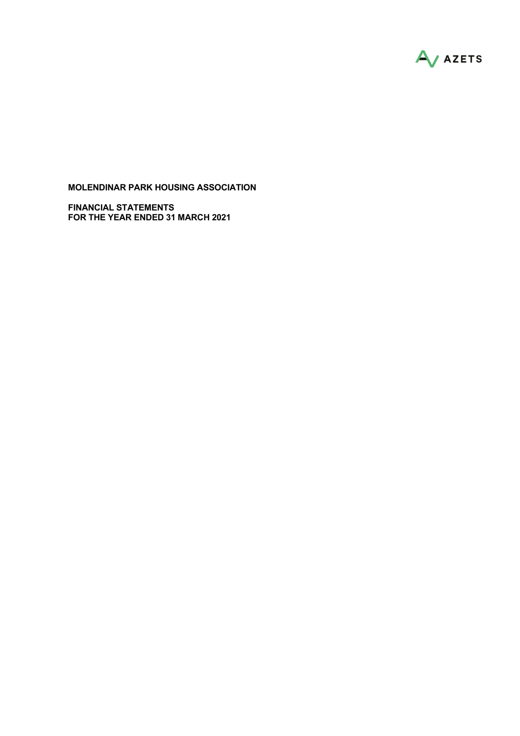AZETS

**MOLENDINAR PARK HOUSING ASSOCIATION**

**FINANCIAL STATEMENTS**
**FOR THE YEAR ENDED 31 MARCH 2021**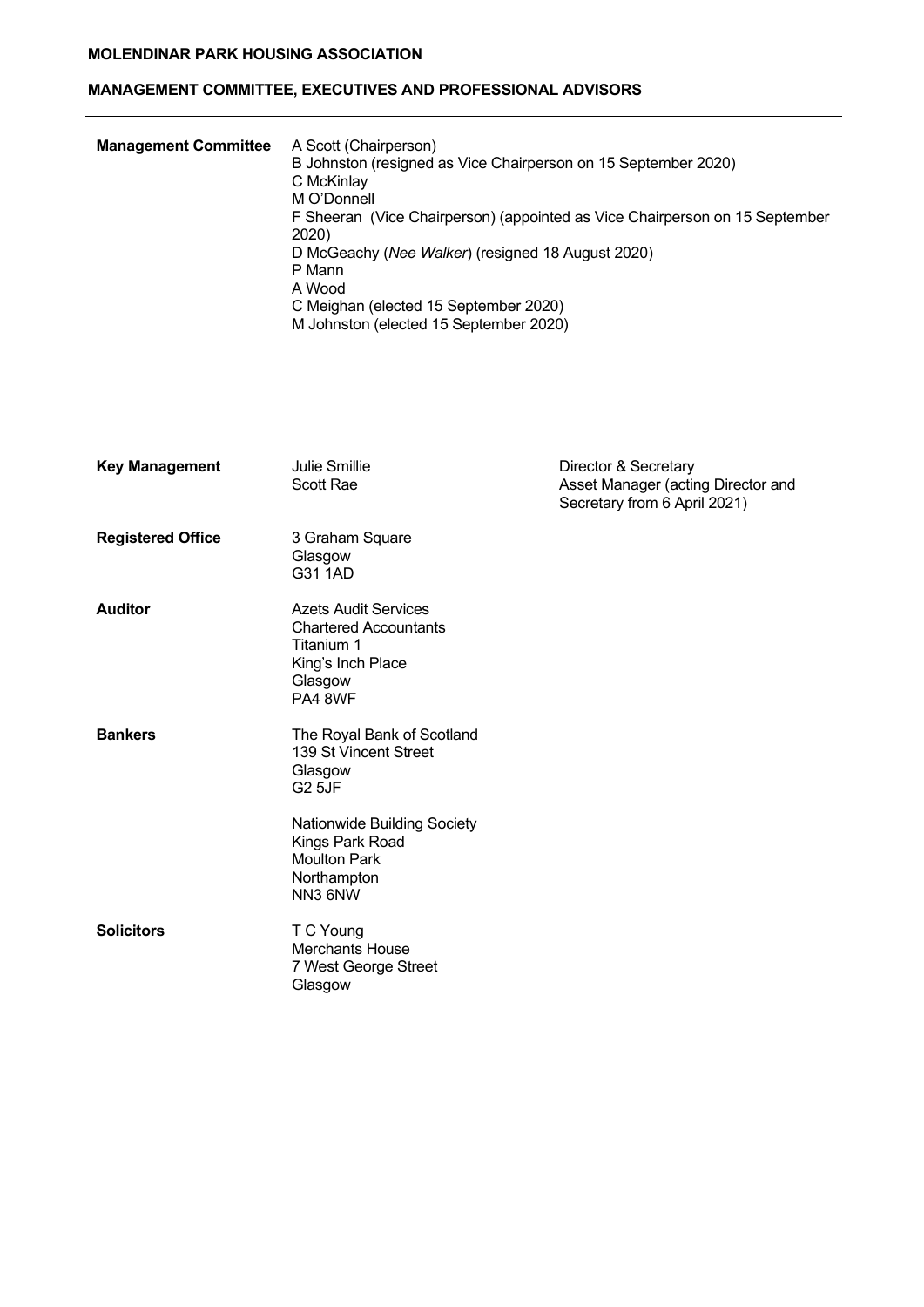**MOLENDINAR PARK HOUSING ASSOCIATION**

## MANAGEMENT COMMITTEE, EXECUTIVES AND PROFESSIONAL ADVISORS

**Management Committee**

A Scott (Chairperson)
B Johnston (resigned as Vice Chairperson on 15 September 2020)
C McKinlay
M O'Donnell
F Sheeran (Vice Chairperson) (appointed as Vice Chairperson on 15 September 2020)
D McGeachy (*Nee Walker*) (resigned 18 August 2020)
P Mann
A Wood
C Meighan (elected 15 September 2020)
M Johnston (elected 15 September 2020)

**Key Management**

| | |
|---|---|
| Julie Smillie | Director & Secretary |
| Scott Rae | Asset Manager (acting Director and Secretary from 6 April 2021) |

**Registered Office**

3 Graham Square
Glasgow
G31 1AD

**Auditor**

Azets Audit Services
Chartered Accountants
Titanium 1
King's Inch Place
Glasgow
PA4 8WF

**Bankers**

The Royal Bank of Scotland
139 St Vincent Street
Glasgow
G2 5JF

Nationwide Building Society
Kings Park Road
Moulton Park
Northampton
NN3 6NW

**Solicitors**

T C Young
Merchants House
7 West George Street
Glasgow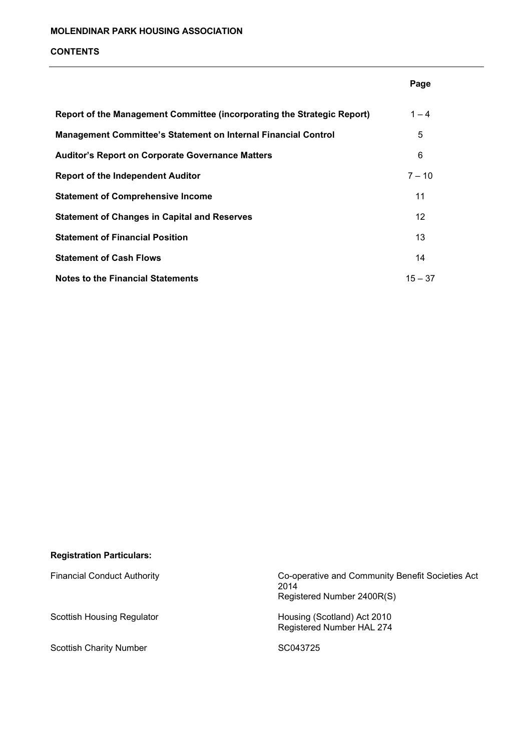**MOLENDINAR PARK HOUSING ASSOCIATION**

**CONTENTS**

| | Page |
|---|---|
| **Report of the Management Committee (incorporating the Strategic Report)** | 1 – 4 |
| **Management Committee's Statement on Internal Financial Control** | 5 |
| **Auditor's Report on Corporate Governance Matters** | 6 |
| **Report of the Independent Auditor** | 7 – 10 |
| **Statement of Comprehensive Income** | 11 |
| **Statement of Changes in Capital and Reserves** | 12 |
| **Statement of Financial Position** | 13 |
| **Statement of Cash Flows** | 14 |
| **Notes to the Financial Statements** | 15 – 37 |

**Registration Particulars:**

| | |
|---|---|
| Financial Conduct Authority | Co-operative and Community Benefit Societies Act 2014<br>Registered Number 2400R(S) |
| Scottish Housing Regulator | Housing (Scotland) Act 2010<br>Registered Number HAL 274 |
| Scottish Charity Number | SC043725 |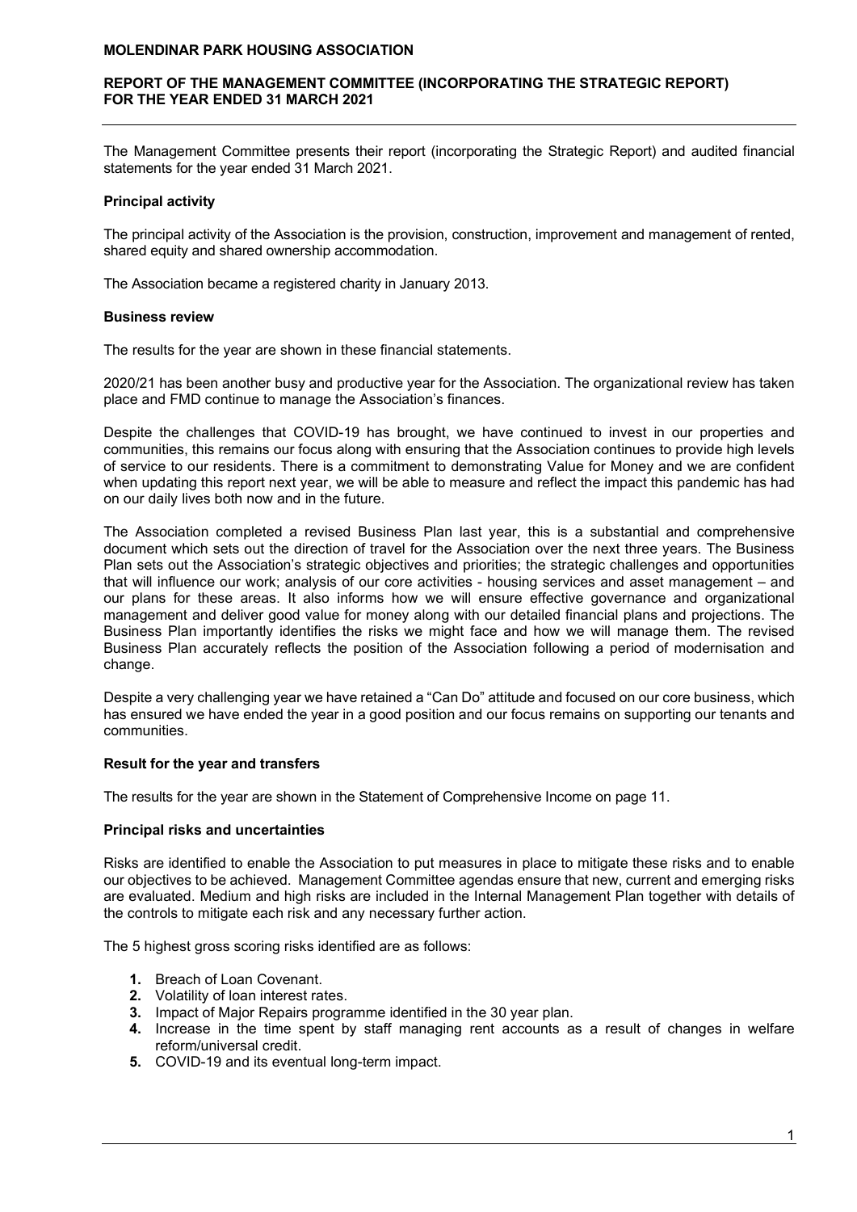**MOLENDINAR PARK HOUSING ASSOCIATION**

**REPORT OF THE MANAGEMENT COMMITTEE (INCORPORATING THE STRATEGIC REPORT) FOR THE YEAR ENDED 31 MARCH 2021**

The Management Committee presents their report (incorporating the Strategic Report) and audited financial statements for the year ended 31 March 2021.

**Principal activity**

The principal activity of the Association is the provision, construction, improvement and management of rented, shared equity and shared ownership accommodation.

The Association became a registered charity in January 2013.

**Business review**

The results for the year are shown in these financial statements.

2020/21 has been another busy and productive year for the Association. The organizational review has taken place and FMD continue to manage the Association's finances.

Despite the challenges that COVID-19 has brought, we have continued to invest in our properties and communities, this remains our focus along with ensuring that the Association continues to provide high levels of service to our residents. There is a commitment to demonstrating Value for Money and we are confident when updating this report next year, we will be able to measure and reflect the impact this pandemic has had on our daily lives both now and in the future.

The Association completed a revised Business Plan last year, this is a substantial and comprehensive document which sets out the direction of travel for the Association over the next three years. The Business Plan sets out the Association's strategic objectives and priorities; the strategic challenges and opportunities that will influence our work; analysis of our core activities - housing services and asset management – and our plans for these areas. It also informs how we will ensure effective governance and organizational management and deliver good value for money along with our detailed financial plans and projections. The Business Plan importantly identifies the risks we might face and how we will manage them. The revised Business Plan accurately reflects the position of the Association following a period of modernisation and change.

Despite a very challenging year we have retained a "Can Do" attitude and focused on our core business, which has ensured we have ended the year in a good position and our focus remains on supporting our tenants and communities.

**Result for the year and transfers**

The results for the year are shown in the Statement of Comprehensive Income on page 11.

**Principal risks and uncertainties**

Risks are identified to enable the Association to put measures in place to mitigate these risks and to enable our objectives to be achieved. Management Committee agendas ensure that new, current and emerging risks are evaluated. Medium and high risks are included in the Internal Management Plan together with details of the controls to mitigate each risk and any necessary further action.

The 5 highest gross scoring risks identified are as follows:

1. Breach of Loan Covenant.
2. Volatility of loan interest rates.
3. Impact of Major Repairs programme identified in the 30 year plan.
4. Increase in the time spent by staff managing rent accounts as a result of changes in welfare reform/universal credit.
5. COVID-19 and its eventual long-term impact.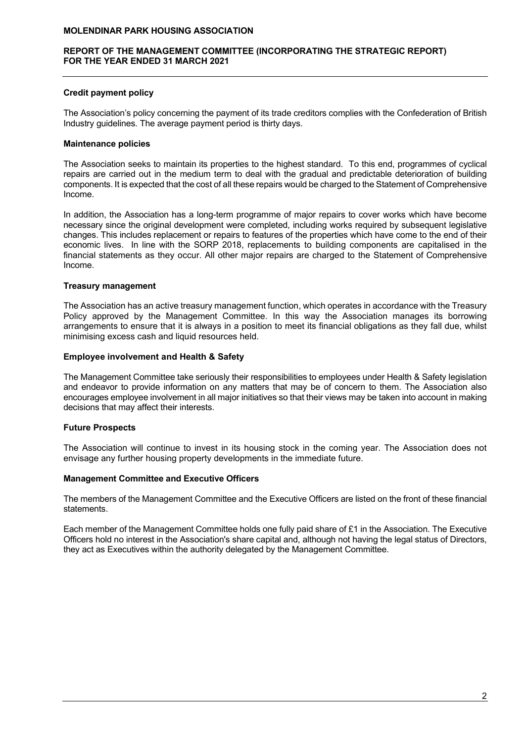### Credit payment policy

The Association's policy concerning the payment of its trade creditors complies with the Confederation of British Industry guidelines. The average payment period is thirty days.

### Maintenance policies

The Association seeks to maintain its properties to the highest standard. To this end, programmes of cyclical repairs are carried out in the medium term to deal with the gradual and predictable deterioration of building components. It is expected that the cost of all these repairs would be charged to the Statement of Comprehensive Income.

In addition, the Association has a long-term programme of major repairs to cover works which have become necessary since the original development were completed, including works required by subsequent legislative changes. This includes replacement or repairs to features of the properties which have come to the end of their economic lives. In line with the SORP 2018, replacements to building components are capitalised in the financial statements as they occur. All other major repairs are charged to the Statement of Comprehensive Income.

### Treasury management

The Association has an active treasury management function, which operates in accordance with the Treasury Policy approved by the Management Committee. In this way the Association manages its borrowing arrangements to ensure that it is always in a position to meet its financial obligations as they fall due, whilst minimising excess cash and liquid resources held.

### Employee involvement and Health & Safety

The Management Committee take seriously their responsibilities to employees under Health & Safety legislation and endeavor to provide information on any matters that may be of concern to them. The Association also encourages employee involvement in all major initiatives so that their views may be taken into account in making decisions that may affect their interests.

### Future Prospects

The Association will continue to invest in its housing stock in the coming year. The Association does not envisage any further housing property developments in the immediate future.

### Management Committee and Executive Officers

The members of the Management Committee and the Executive Officers are listed on the front of these financial statements.

Each member of the Management Committee holds one fully paid share of £1 in the Association. The Executive Officers hold no interest in the Association's share capital and, although not having the legal status of Directors, they act as Executives within the authority delegated by the Management Committee.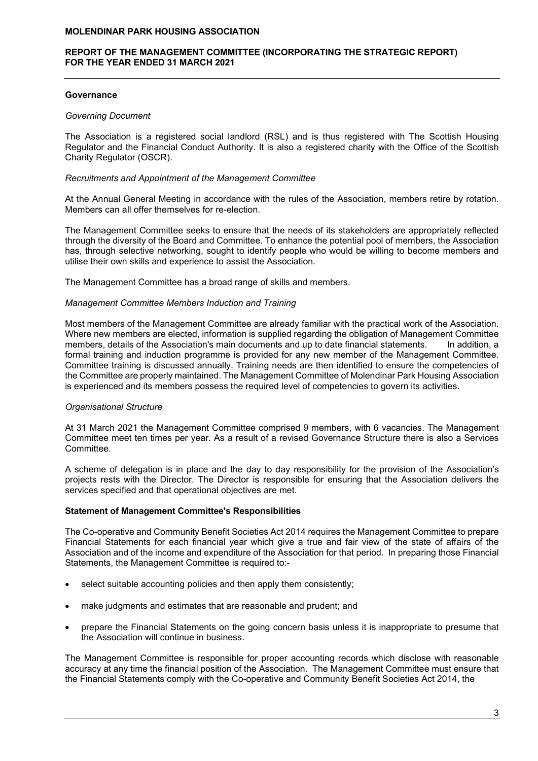## Governance

*Governing Document*

The Association is a registered social landlord (RSL) and is thus registered with The Scottish Housing Regulator and the Financial Conduct Authority. It is also a registered charity with the Office of the Scottish Charity Regulator (OSCR).

*Recruitments and Appointment of the Management Committee*

At the Annual General Meeting in accordance with the rules of the Association, members retire by rotation. Members can all offer themselves for re-election.

The Management Committee seeks to ensure that the needs of its stakeholders are appropriately reflected through the diversity of the Board and Committee. To enhance the potential pool of members, the Association has, through selective networking, sought to identify people who would be willing to become members and utilise their own skills and experience to assist the Association.

The Management Committee has a broad range of skills and members.

*Management Committee Members Induction and Training*

Most members of the Management Committee are already familiar with the practical work of the Association. Where new members are elected, information is supplied regarding the obligation of Management Committee members, details of the Association's main documents and up to date financial statements. In addition, a formal training and induction programme is provided for any new member of the Management Committee. Committee training is discussed annually. Training needs are then identified to ensure the competencies of the Committee are properly maintained. The Management Committee of Molendinar Park Housing Association is experienced and its members possess the required level of competencies to govern its activities.

*Organisational Structure*

At 31 March 2021 the Management Committee comprised 9 members, with 6 vacancies. The Management Committee meet ten times per year. As a result of a revised Governance Structure there is also a Services Committee.

A scheme of delegation is in place and the day to day responsibility for the provision of the Association's projects rests with the Director. The Director is responsible for ensuring that the Association delivers the services specified and that operational objectives are met.

## Statement of Management Committee's Responsibilities

The Co-operative and Community Benefit Societies Act 2014 requires the Management Committee to prepare Financial Statements for each financial year which give a true and fair view of the state of affairs of the Association and of the income and expenditure of the Association for that period. In preparing those Financial Statements, the Management Committee is required to:-

- select suitable accounting policies and then apply them consistently;
- make judgments and estimates that are reasonable and prudent; and
- prepare the Financial Statements on the going concern basis unless it is inappropriate to presume that the Association will continue in business.

The Management Committee is responsible for proper accounting records which disclose with reasonable accuracy at any time the financial position of the Association. The Management Committee must ensure that the Financial Statements comply with the Co-operative and Community Benefit Societies Act 2014, the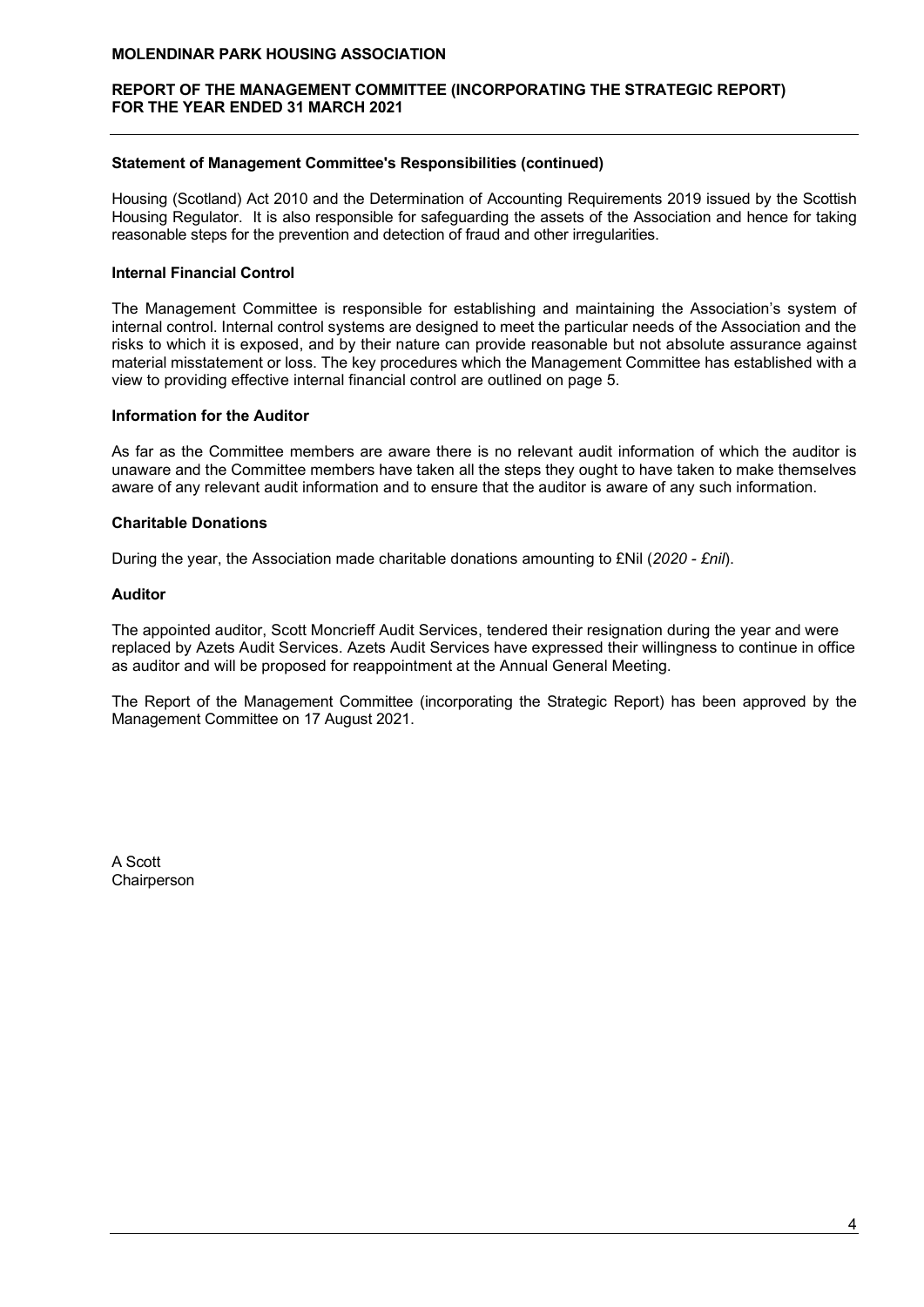### Statement of Management Committee's Responsibilities (continued)

Housing (Scotland) Act 2010 and the Determination of Accounting Requirements 2019 issued by the Scottish Housing Regulator. It is also responsible for safeguarding the assets of the Association and hence for taking reasonable steps for the prevention and detection of fraud and other irregularities.

### Internal Financial Control

The Management Committee is responsible for establishing and maintaining the Association's system of internal control. Internal control systems are designed to meet the particular needs of the Association and the risks to which it is exposed, and by their nature can provide reasonable but not absolute assurance against material misstatement or loss. The key procedures which the Management Committee has established with a view to providing effective internal financial control are outlined on page 5.

### Information for the Auditor

As far as the Committee members are aware there is no relevant audit information of which the auditor is unaware and the Committee members have taken all the steps they ought to have taken to make themselves aware of any relevant audit information and to ensure that the auditor is aware of any such information.

### Charitable Donations

During the year, the Association made charitable donations amounting to £Nil (*2020 - £nil*).

### Auditor

The appointed auditor, Scott Moncrieff Audit Services, tendered their resignation during the year and were replaced by Azets Audit Services. Azets Audit Services have expressed their willingness to continue in office as auditor and will be proposed for reappointment at the Annual General Meeting.

The Report of the Management Committee (incorporating the Strategic Report) has been approved by the Management Committee on 17 August 2021.

A Scott
Chairperson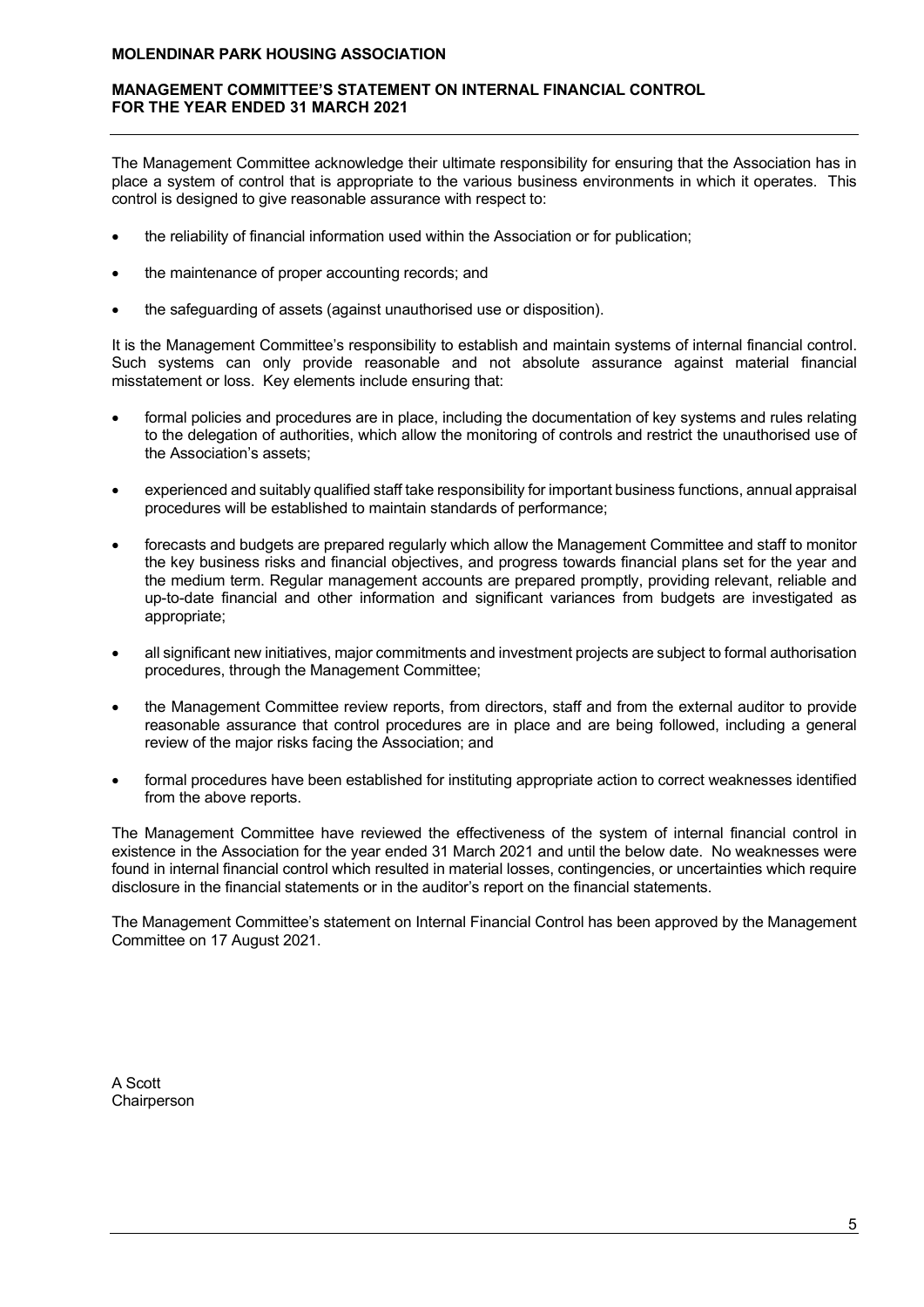**MOLENDINAR PARK HOUSING ASSOCIATION**

## MANAGEMENT COMMITTEE'S STATEMENT ON INTERNAL FINANCIAL CONTROL FOR THE YEAR ENDED 31 MARCH 2021

The Management Committee acknowledge their ultimate responsibility for ensuring that the Association has in place a system of control that is appropriate to the various business environments in which it operates. This control is designed to give reasonable assurance with respect to:

- the reliability of financial information used within the Association or for publication;
- the maintenance of proper accounting records; and
- the safeguarding of assets (against unauthorised use or disposition).

It is the Management Committee's responsibility to establish and maintain systems of internal financial control. Such systems can only provide reasonable and not absolute assurance against material financial misstatement or loss. Key elements include ensuring that:

- formal policies and procedures are in place, including the documentation of key systems and rules relating to the delegation of authorities, which allow the monitoring of controls and restrict the unauthorised use of the Association's assets;
- experienced and suitably qualified staff take responsibility for important business functions, annual appraisal procedures will be established to maintain standards of performance;
- forecasts and budgets are prepared regularly which allow the Management Committee and staff to monitor the key business risks and financial objectives, and progress towards financial plans set for the year and the medium term. Regular management accounts are prepared promptly, providing relevant, reliable and up-to-date financial and other information and significant variances from budgets are investigated as appropriate;
- all significant new initiatives, major commitments and investment projects are subject to formal authorisation procedures, through the Management Committee;
- the Management Committee review reports, from directors, staff and from the external auditor to provide reasonable assurance that control procedures are in place and are being followed, including a general review of the major risks facing the Association; and
- formal procedures have been established for instituting appropriate action to correct weaknesses identified from the above reports.

The Management Committee have reviewed the effectiveness of the system of internal financial control in existence in the Association for the year ended 31 March 2021 and until the below date. No weaknesses were found in internal financial control which resulted in material losses, contingencies, or uncertainties which require disclosure in the financial statements or in the auditor's report on the financial statements.

The Management Committee's statement on Internal Financial Control has been approved by the Management Committee on 17 August 2021.

A Scott
Chairperson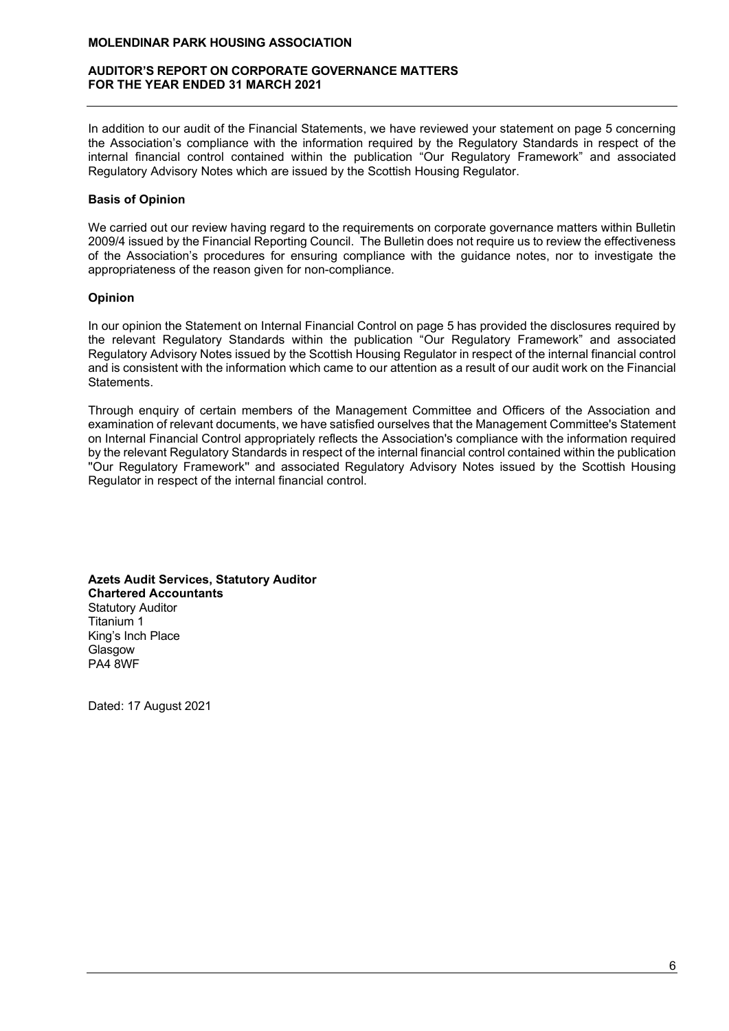**MOLENDINAR PARK HOUSING ASSOCIATION**

**AUDITOR'S REPORT ON CORPORATE GOVERNANCE MATTERS**
**FOR THE YEAR ENDED 31 MARCH 2021**

In addition to our audit of the Financial Statements, we have reviewed your statement on page 5 concerning the Association's compliance with the information required by the Regulatory Standards in respect of the internal financial control contained within the publication "Our Regulatory Framework" and associated Regulatory Advisory Notes which are issued by the Scottish Housing Regulator.

**Basis of Opinion**

We carried out our review having regard to the requirements on corporate governance matters within Bulletin 2009/4 issued by the Financial Reporting Council. The Bulletin does not require us to review the effectiveness of the Association's procedures for ensuring compliance with the guidance notes, nor to investigate the appropriateness of the reason given for non-compliance.

**Opinion**

In our opinion the Statement on Internal Financial Control on page 5 has provided the disclosures required by the relevant Regulatory Standards within the publication "Our Regulatory Framework" and associated Regulatory Advisory Notes issued by the Scottish Housing Regulator in respect of the internal financial control and is consistent with the information which came to our attention as a result of our audit work on the Financial Statements.

Through enquiry of certain members of the Management Committee and Officers of the Association and examination of relevant documents, we have satisfied ourselves that the Management Committee's Statement on Internal Financial Control appropriately reflects the Association's compliance with the information required by the relevant Regulatory Standards in respect of the internal financial control contained within the publication "Our Regulatory Framework" and associated Regulatory Advisory Notes issued by the Scottish Housing Regulator in respect of the internal financial control.

**Azets Audit Services, Statutory Auditor**
**Chartered Accountants**
Statutory Auditor
Titanium 1
King's Inch Place
Glasgow
PA4 8WF

Dated: 17 August 2021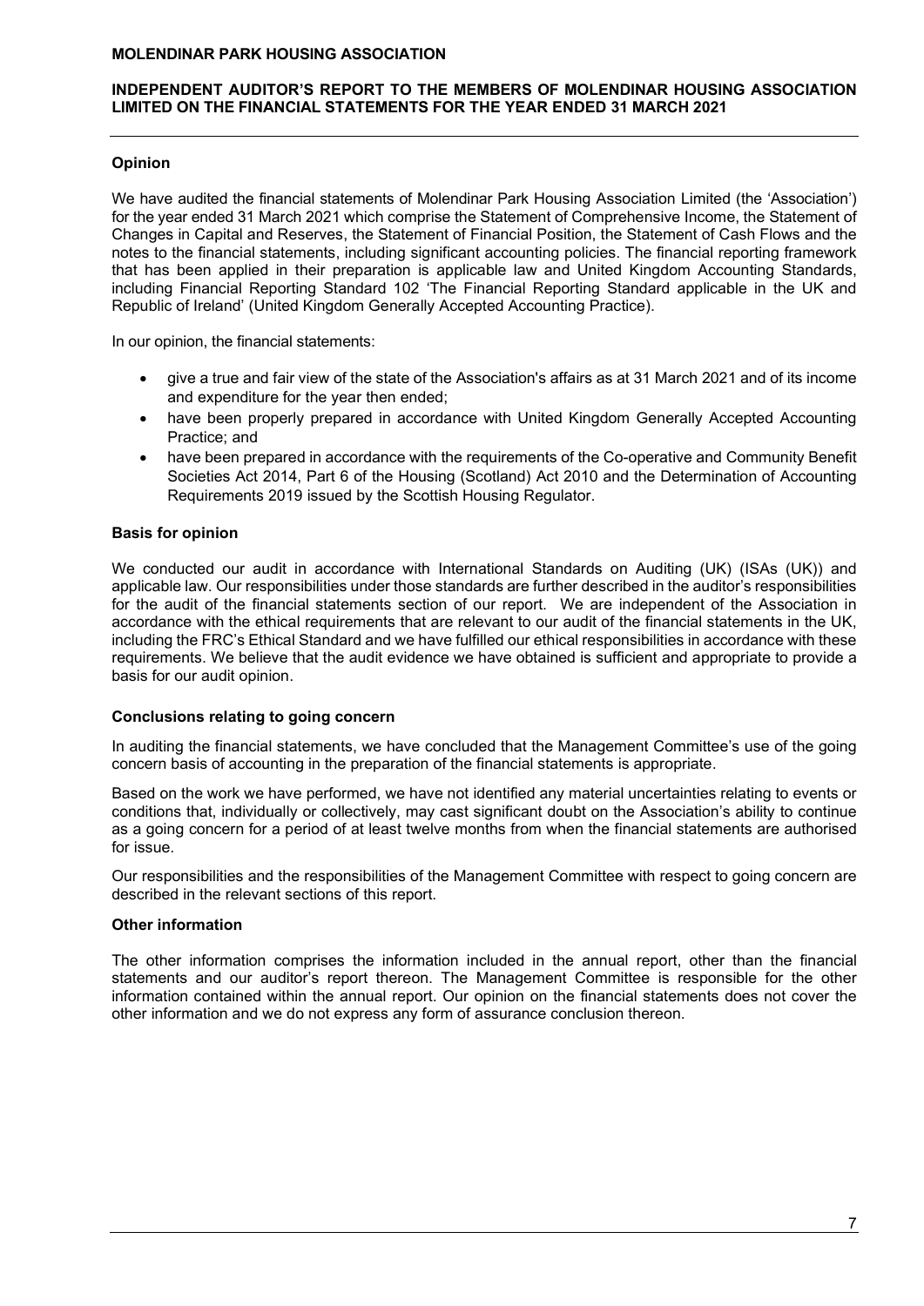**MOLENDINAR PARK HOUSING ASSOCIATION**

**INDEPENDENT AUDITOR'S REPORT TO THE MEMBERS OF MOLENDINAR HOUSING ASSOCIATION LIMITED ON THE FINANCIAL STATEMENTS FOR THE YEAR ENDED 31 MARCH 2021**

**Opinion**

We have audited the financial statements of Molendinar Park Housing Association Limited (the 'Association') for the year ended 31 March 2021 which comprise the Statement of Comprehensive Income, the Statement of Changes in Capital and Reserves, the Statement of Financial Position, the Statement of Cash Flows and the notes to the financial statements, including significant accounting policies. The financial reporting framework that has been applied in their preparation is applicable law and United Kingdom Accounting Standards, including Financial Reporting Standard 102 'The Financial Reporting Standard applicable in the UK and Republic of Ireland' (United Kingdom Generally Accepted Accounting Practice).

In our opinion, the financial statements:

- give a true and fair view of the state of the Association's affairs as at 31 March 2021 and of its income and expenditure for the year then ended;
- have been properly prepared in accordance with United Kingdom Generally Accepted Accounting Practice; and
- have been prepared in accordance with the requirements of the Co-operative and Community Benefit Societies Act 2014, Part 6 of the Housing (Scotland) Act 2010 and the Determination of Accounting Requirements 2019 issued by the Scottish Housing Regulator.

**Basis for opinion**

We conducted our audit in accordance with International Standards on Auditing (UK) (ISAs (UK)) and applicable law. Our responsibilities under those standards are further described in the auditor's responsibilities for the audit of the financial statements section of our report. We are independent of the Association in accordance with the ethical requirements that are relevant to our audit of the financial statements in the UK, including the FRC's Ethical Standard and we have fulfilled our ethical responsibilities in accordance with these requirements. We believe that the audit evidence we have obtained is sufficient and appropriate to provide a basis for our audit opinion.

**Conclusions relating to going concern**

In auditing the financial statements, we have concluded that the Management Committee's use of the going concern basis of accounting in the preparation of the financial statements is appropriate.

Based on the work we have performed, we have not identified any material uncertainties relating to events or conditions that, individually or collectively, may cast significant doubt on the Association's ability to continue as a going concern for a period of at least twelve months from when the financial statements are authorised for issue.

Our responsibilities and the responsibilities of the Management Committee with respect to going concern are described in the relevant sections of this report.

**Other information**

The other information comprises the information included in the annual report, other than the financial statements and our auditor's report thereon. The Management Committee is responsible for the other information contained within the annual report. Our opinion on the financial statements does not cover the other information and we do not express any form of assurance conclusion thereon.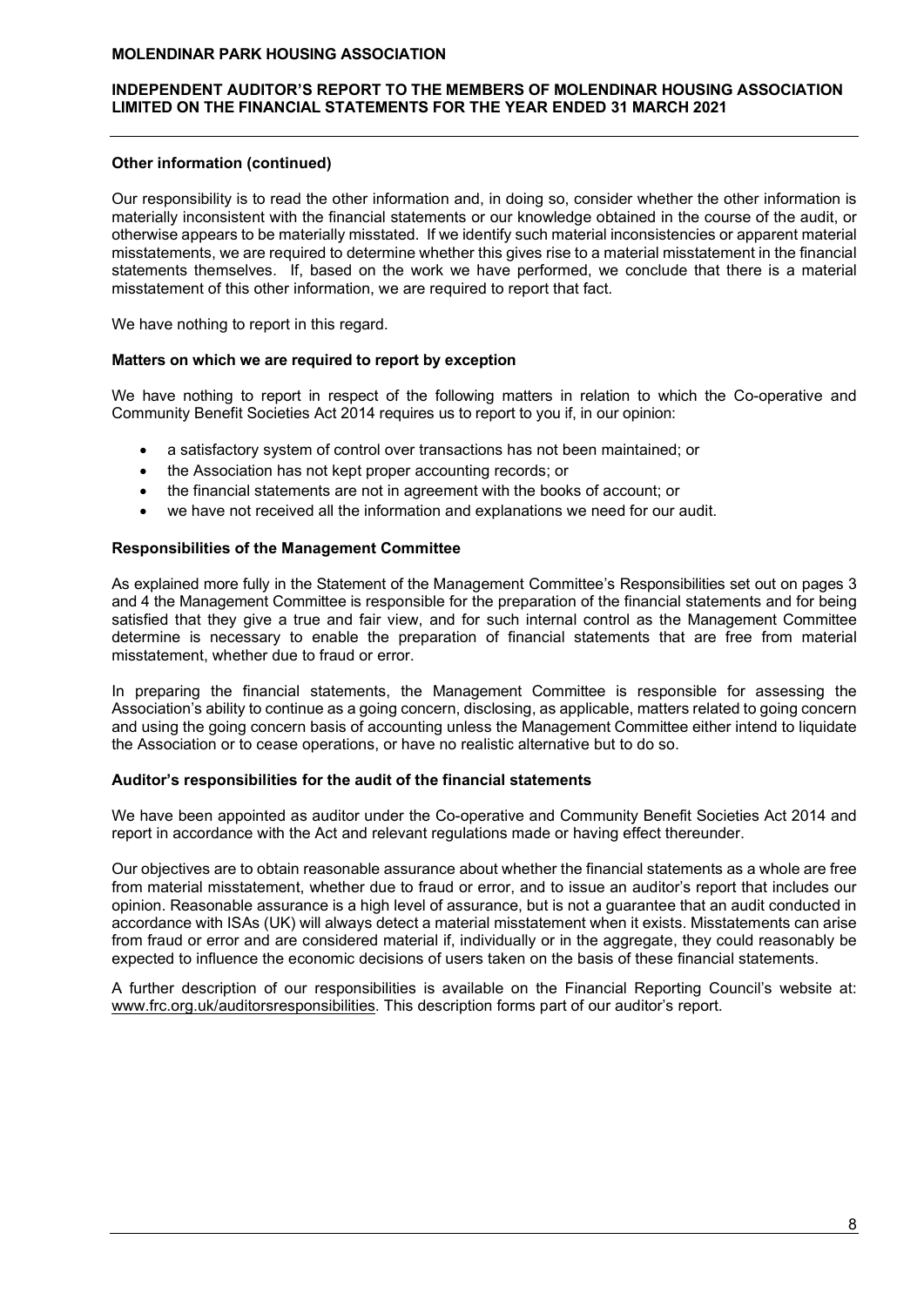**Other information (continued)**

Our responsibility is to read the other information and, in doing so, consider whether the other information is materially inconsistent with the financial statements or our knowledge obtained in the course of the audit, or otherwise appears to be materially misstated. If we identify such material inconsistencies or apparent material misstatements, we are required to determine whether this gives rise to a material misstatement in the financial statements themselves. If, based on the work we have performed, we conclude that there is a material misstatement of this other information, we are required to report that fact.

We have nothing to report in this regard.

**Matters on which we are required to report by exception**

We have nothing to report in respect of the following matters in relation to which the Co-operative and Community Benefit Societies Act 2014 requires us to report to you if, in our opinion:

- a satisfactory system of control over transactions has not been maintained; or
- the Association has not kept proper accounting records; or
- the financial statements are not in agreement with the books of account; or
- we have not received all the information and explanations we need for our audit.

**Responsibilities of the Management Committee**

As explained more fully in the Statement of the Management Committee's Responsibilities set out on pages 3 and 4 the Management Committee is responsible for the preparation of the financial statements and for being satisfied that they give a true and fair view, and for such internal control as the Management Committee determine is necessary to enable the preparation of financial statements that are free from material misstatement, whether due to fraud or error.

In preparing the financial statements, the Management Committee is responsible for assessing the Association's ability to continue as a going concern, disclosing, as applicable, matters related to going concern and using the going concern basis of accounting unless the Management Committee either intend to liquidate the Association or to cease operations, or have no realistic alternative but to do so.

**Auditor's responsibilities for the audit of the financial statements**

We have been appointed as auditor under the Co-operative and Community Benefit Societies Act 2014 and report in accordance with the Act and relevant regulations made or having effect thereunder.

Our objectives are to obtain reasonable assurance about whether the financial statements as a whole are free from material misstatement, whether due to fraud or error, and to issue an auditor's report that includes our opinion. Reasonable assurance is a high level of assurance, but is not a guarantee that an audit conducted in accordance with ISAs (UK) will always detect a material misstatement when it exists. Misstatements can arise from fraud or error and are considered material if, individually or in the aggregate, they could reasonably be expected to influence the economic decisions of users taken on the basis of these financial statements.

A further description of our responsibilities is available on the Financial Reporting Council's website at: www.frc.org.uk/auditorsresponsibilities. This description forms part of our auditor's report.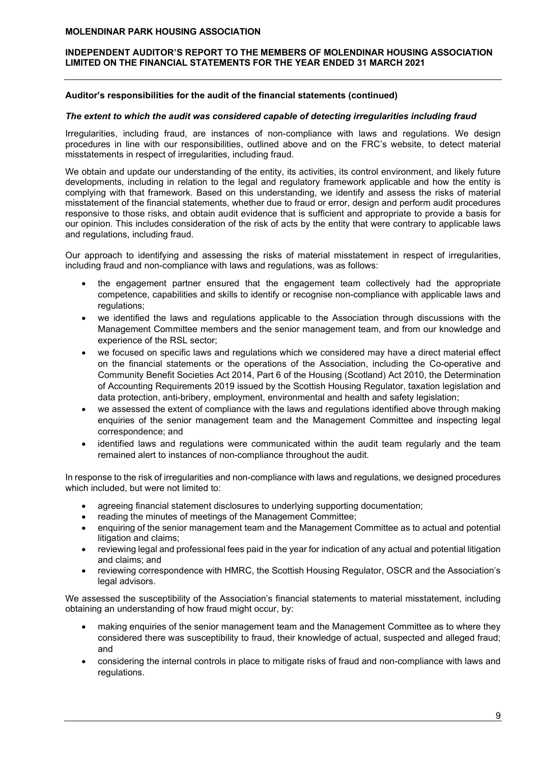**Auditor's responsibilities for the audit of the financial statements (continued)**

***The extent to which the audit was considered capable of detecting irregularities including fraud***

Irregularities, including fraud, are instances of non-compliance with laws and regulations. We design procedures in line with our responsibilities, outlined above and on the FRC's website, to detect material misstatements in respect of irregularities, including fraud.

We obtain and update our understanding of the entity, its activities, its control environment, and likely future developments, including in relation to the legal and regulatory framework applicable and how the entity is complying with that framework. Based on this understanding, we identify and assess the risks of material misstatement of the financial statements, whether due to fraud or error, design and perform audit procedures responsive to those risks, and obtain audit evidence that is sufficient and appropriate to provide a basis for our opinion. This includes consideration of the risk of acts by the entity that were contrary to applicable laws and regulations, including fraud.

Our approach to identifying and assessing the risks of material misstatement in respect of irregularities, including fraud and non-compliance with laws and regulations, was as follows:

- the engagement partner ensured that the engagement team collectively had the appropriate competence, capabilities and skills to identify or recognise non-compliance with applicable laws and regulations;
- we identified the laws and regulations applicable to the Association through discussions with the Management Committee members and the senior management team, and from our knowledge and experience of the RSL sector;
- we focused on specific laws and regulations which we considered may have a direct material effect on the financial statements or the operations of the Association, including the Co-operative and Community Benefit Societies Act 2014, Part 6 of the Housing (Scotland) Act 2010, the Determination of Accounting Requirements 2019 issued by the Scottish Housing Regulator, taxation legislation and data protection, anti-bribery, employment, environmental and health and safety legislation;
- we assessed the extent of compliance with the laws and regulations identified above through making enquiries of the senior management team and the Management Committee and inspecting legal correspondence; and
- identified laws and regulations were communicated within the audit team regularly and the team remained alert to instances of non-compliance throughout the audit.

In response to the risk of irregularities and non-compliance with laws and regulations, we designed procedures which included, but were not limited to:

- agreeing financial statement disclosures to underlying supporting documentation;
- reading the minutes of meetings of the Management Committee;
- enquiring of the senior management team and the Management Committee as to actual and potential litigation and claims;
- reviewing legal and professional fees paid in the year for indication of any actual and potential litigation and claims; and
- reviewing correspondence with HMRC, the Scottish Housing Regulator, OSCR and the Association's legal advisors.

We assessed the susceptibility of the Association's financial statements to material misstatement, including obtaining an understanding of how fraud might occur, by:

- making enquiries of the senior management team and the Management Committee as to where they considered there was susceptibility to fraud, their knowledge of actual, suspected and alleged fraud; and
- considering the internal controls in place to mitigate risks of fraud and non-compliance with laws and regulations.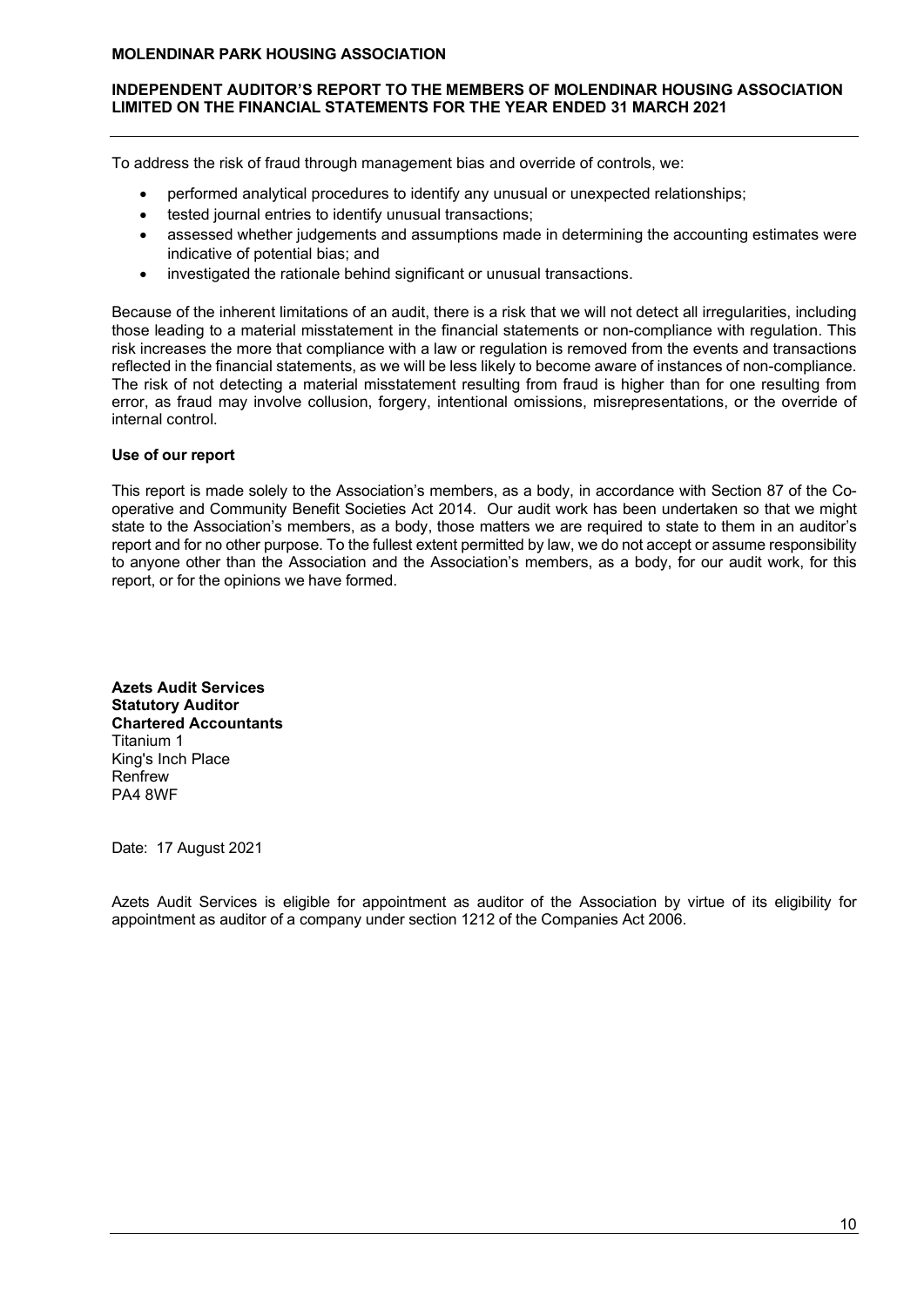To address the risk of fraud through management bias and override of controls, we:

- performed analytical procedures to identify any unusual or unexpected relationships;
- tested journal entries to identify unusual transactions;
- assessed whether judgements and assumptions made in determining the accounting estimates were indicative of potential bias; and
- investigated the rationale behind significant or unusual transactions.

Because of the inherent limitations of an audit, there is a risk that we will not detect all irregularities, including those leading to a material misstatement in the financial statements or non-compliance with regulation. This risk increases the more that compliance with a law or regulation is removed from the events and transactions reflected in the financial statements, as we will be less likely to become aware of instances of non-compliance. The risk of not detecting a material misstatement resulting from fraud is higher than for one resulting from error, as fraud may involve collusion, forgery, intentional omissions, misrepresentations, or the override of internal control.

**Use of our report**

This report is made solely to the Association's members, as a body, in accordance with Section 87 of the Co-operative and Community Benefit Societies Act 2014. Our audit work has been undertaken so that we might state to the Association's members, as a body, those matters we are required to state to them in an auditor's report and for no other purpose. To the fullest extent permitted by law, we do not accept or assume responsibility to anyone other than the Association and the Association's members, as a body, for our audit work, for this report, or for the opinions we have formed.

**Azets Audit Services**
**Statutory Auditor**
**Chartered Accountants**
Titanium 1
King's Inch Place
Renfrew
PA4 8WF

Date: 17 August 2021

Azets Audit Services is eligible for appointment as auditor of the Association by virtue of its eligibility for appointment as auditor of a company under section 1212 of the Companies Act 2006.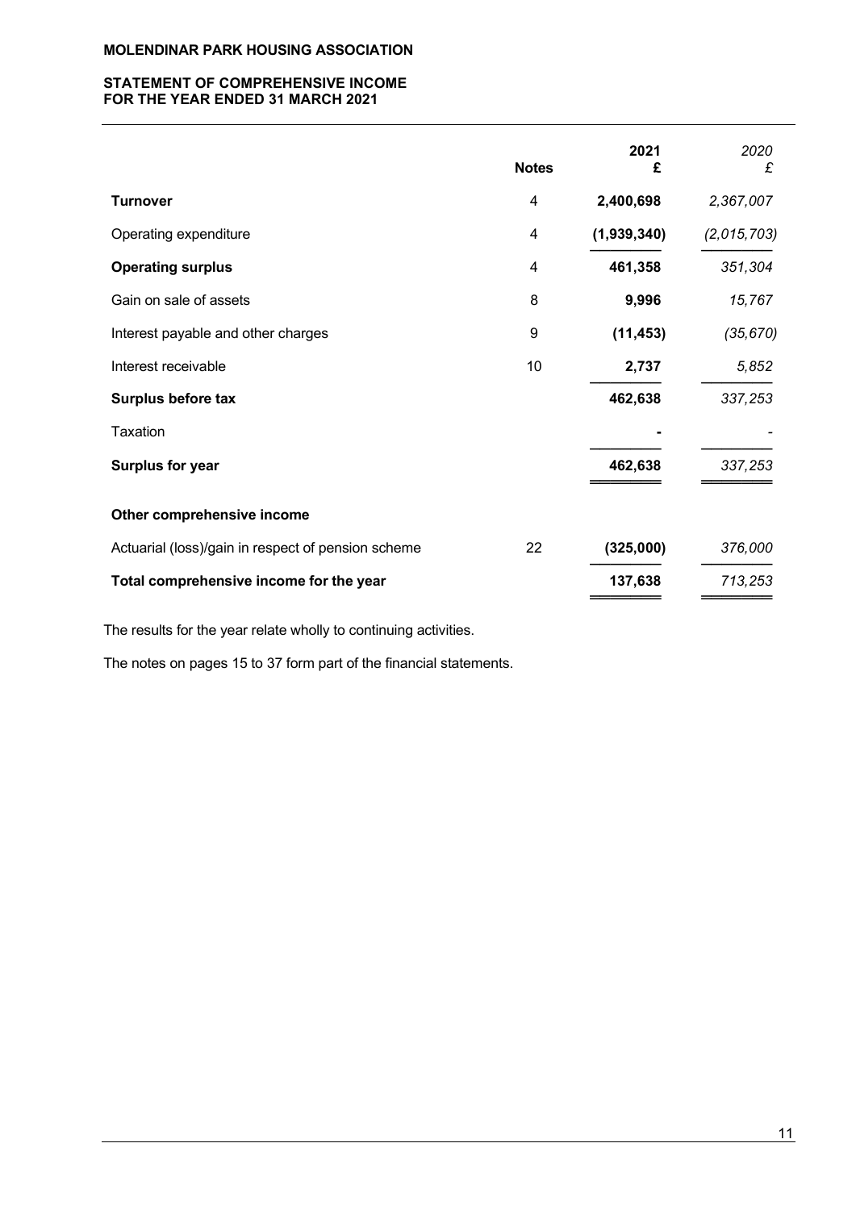**MOLENDINAR PARK HOUSING ASSOCIATION**

**STATEMENT OF COMPREHENSIVE INCOME**
**FOR THE YEAR ENDED 31 MARCH 2021**

| | Notes | 2021 £ | *2020 £* |
|---|---|---|---|
| **Turnover** | 4 | **2,400,698** | *2,367,007* |
| Operating expenditure | 4 | **(1,939,340)** | *(2,015,703)* |
| **Operating surplus** | 4 | **461,358** | *351,304* |
| Gain on sale of assets | 8 | **9,996** | *15,767* |
| Interest payable and other charges | 9 | **(11,453)** | *(35,670)* |
| Interest receivable | 10 | **2,737** | *5,852* |
| **Surplus before tax** | | **462,638** | *337,253* |
| Taxation | | **-** | *-* |
| **Surplus for year** | | **462,638** | *337,253* |
| **Other comprehensive income** | | | |
| Actuarial (loss)/gain in respect of pension scheme | 22 | **(325,000)** | *376,000* |
| **Total comprehensive income for the year** | | **137,638** | *713,253* |

The results for the year relate wholly to continuing activities.

The notes on pages 15 to 37 form part of the financial statements.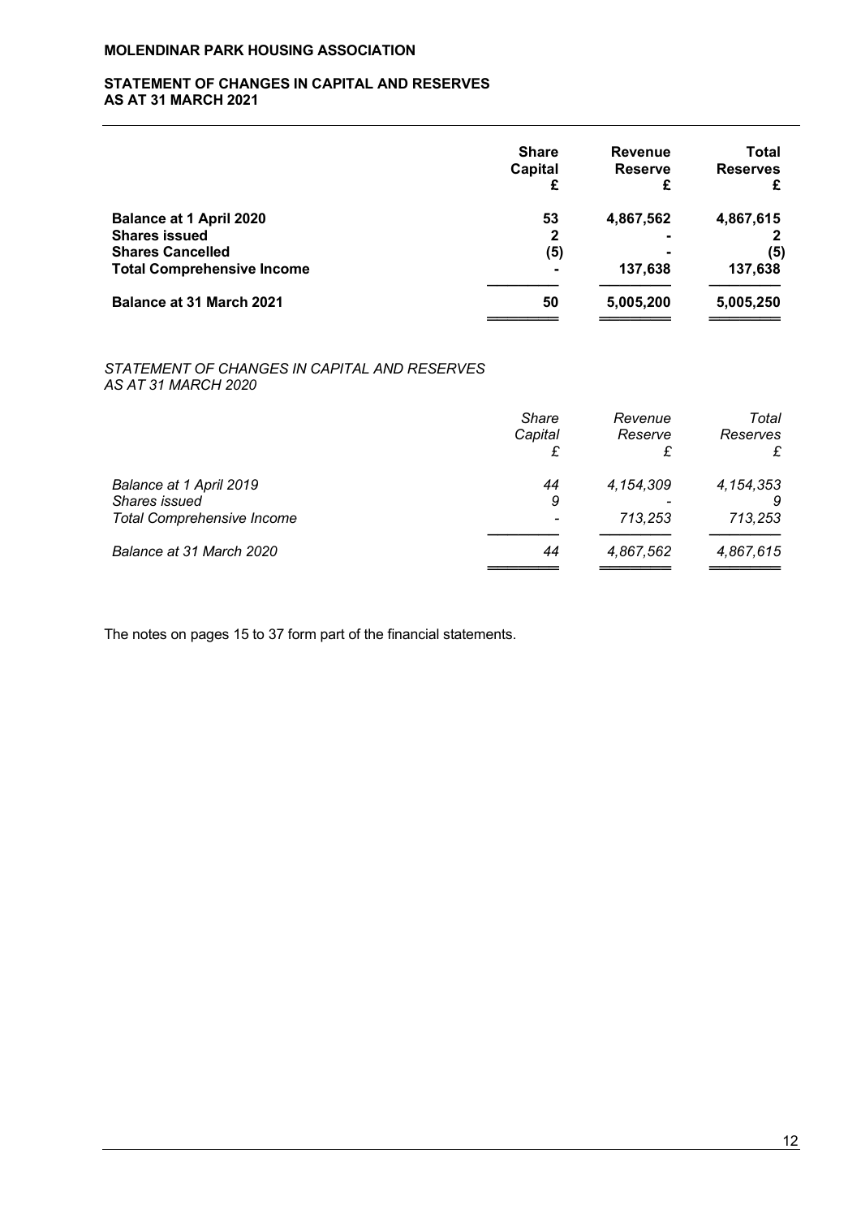**MOLENDINAR PARK HOUSING ASSOCIATION**

## STATEMENT OF CHANGES IN CAPITAL AND RESERVES AS AT 31 MARCH 2021

| | Share Capital £ | Revenue Reserve £ | Total Reserves £ |
|---|---|---|---|
| **Balance at 1 April 2020** | **53** | **4,867,562** | **4,867,615** |
| **Shares issued** | **2** | **-** | **2** |
| **Shares Cancelled** | **(5)** | **-** | **(5)** |
| **Total Comprehensive Income** | **-** | **137,638** | **137,638** |
| **Balance at 31 March 2021** | **50** | **5,005,200** | **5,005,250** |

*STATEMENT OF CHANGES IN CAPITAL AND RESERVES AS AT 31 MARCH 2020*

| | *Share Capital £* | *Revenue Reserve £* | *Total Reserves £* |
|---|---|---|---|
| *Balance at 1 April 2019* | *44* | *4,154,309* | *4,154,353* |
| *Shares issued* | *9* | *-* | *9* |
| *Total Comprehensive Income* | *-* | *713,253* | *713,253* |
| *Balance at 31 March 2020* | *44* | *4,867,562* | *4,867,615* |

The notes on pages 15 to 37 form part of the financial statements.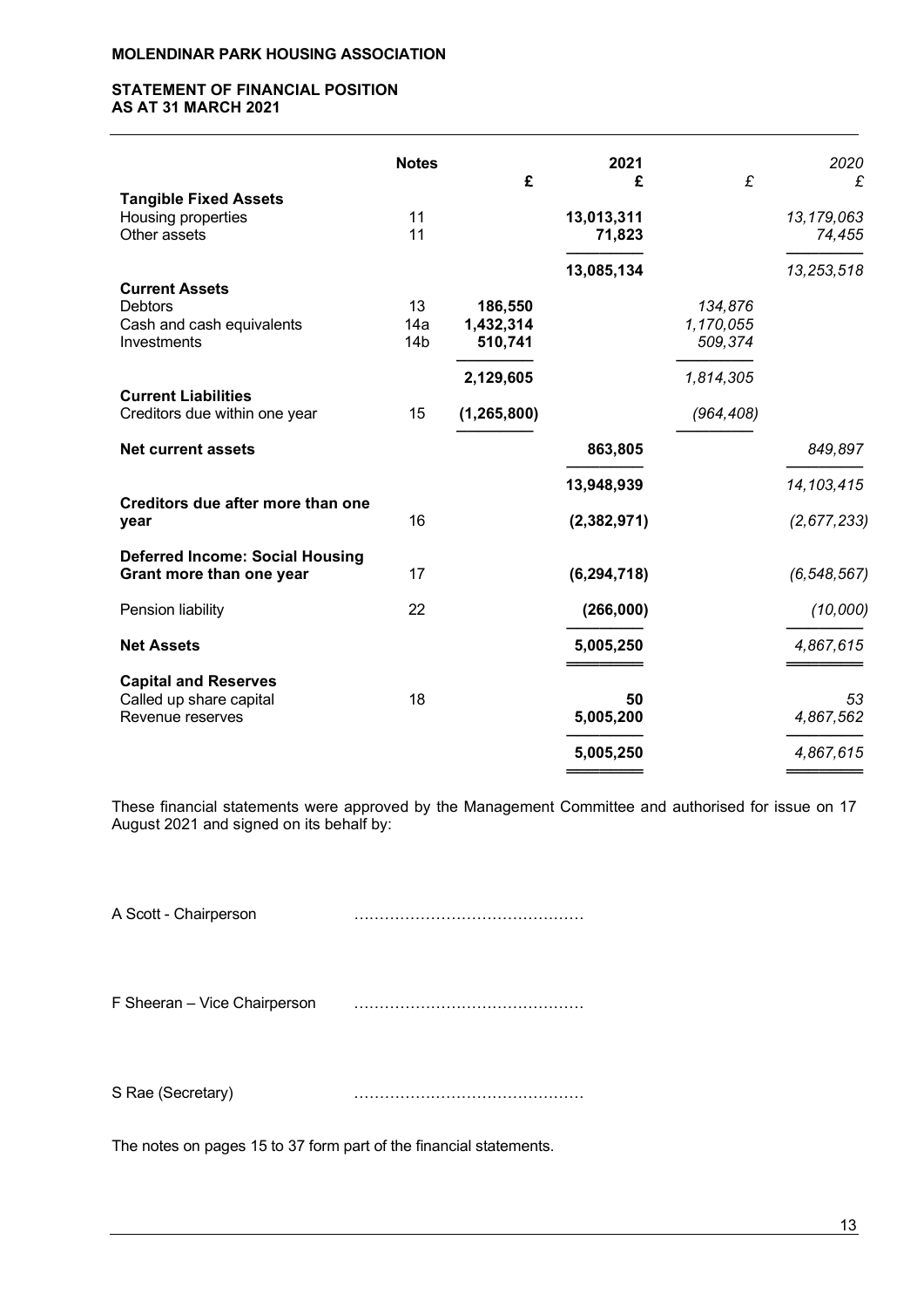**MOLENDINAR PARK HOUSING ASSOCIATION**

**STATEMENT OF FINANCIAL POSITION**
**AS AT 31 MARCH 2021**

| | Notes | £ | 2021 £ | £ | *2020* *£* |
|---|---|---|---|---|---|
| **Tangible Fixed Assets** | | | | | |
| Housing properties | 11 | | **13,013,311** | | *13,179,063* |
| Other assets | 11 | | **71,823** | | *74,455* |
| | | | **13,085,134** | | *13,253,518* |
| **Current Assets** | | | | | |
| Debtors | 13 | **186,550** | | *134,876* | |
| Cash and cash equivalents | 14a | **1,432,314** | | *1,170,055* | |
| Investments | 14b | **510,741** | | *509,374* | |
| | | **2,129,605** | | *1,814,305* | |
| **Current Liabilities** | | | | | |
| Creditors due within one year | 15 | **(1,265,800)** | | *(964,408)* | |
| **Net current assets** | | | **863,805** | | *849,897* |
| | | | **13,948,939** | | *14,103,415* |
| **Creditors due after more than one year** | 16 | | **(2,382,971)** | | *(2,677,233)* |
| **Deferred Income: Social Housing Grant more than one year** | 17 | | **(6,294,718)** | | *(6,548,567)* |
| Pension liability | 22 | | **(266,000)** | | *(10,000)* |
| **Net Assets** | | | **5,005,250** | | *4,867,615* |
| **Capital and Reserves** | | | | | |
| Called up share capital | 18 | | **50** | | *53* |
| Revenue reserves | | | **5,005,200** | | *4,867,562* |
| | | | **5,005,250** | | *4,867,615* |

These financial statements were approved by the Management Committee and authorised for issue on 17 August 2021 and signed on its behalf by:

A Scott - Chairperson ……………………………………

F Sheeran – Vice Chairperson ……………………………………

S Rae (Secretary) ……………………………………

The notes on pages 15 to 37 form part of the financial statements.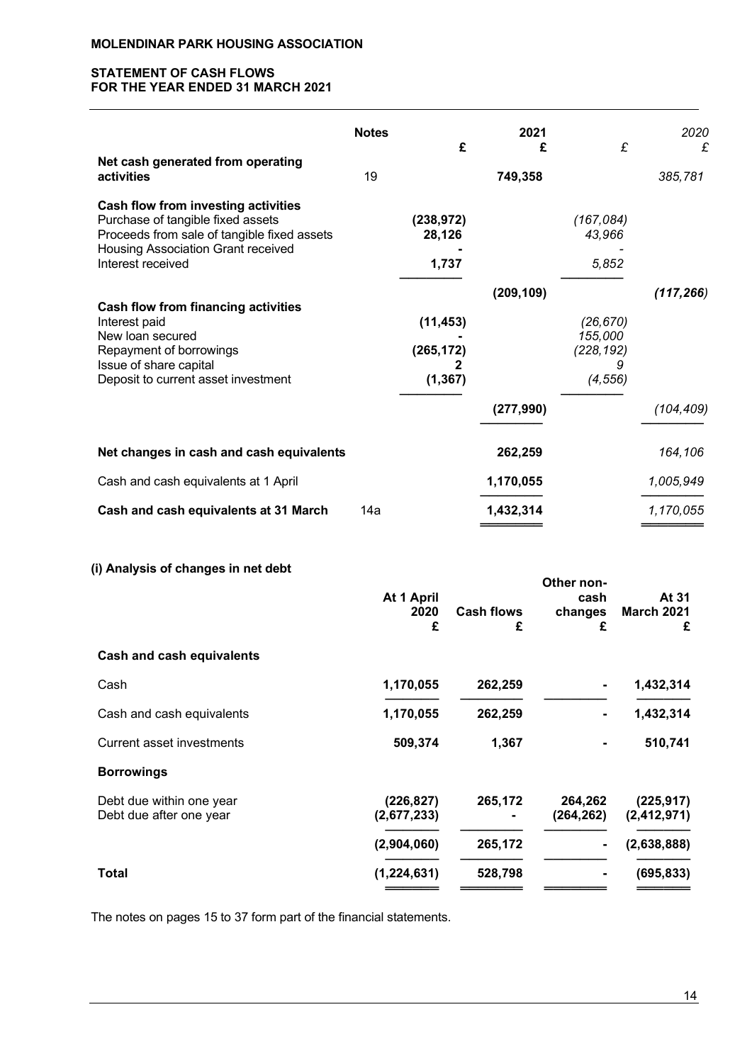**MOLENDINAR PARK HOUSING ASSOCIATION**

**STATEMENT OF CASH FLOWS**
**FOR THE YEAR ENDED 31 MARCH 2021**

| | Notes | £ | 2021 £ | *£* | *2020 £* |
|---|---|---|---|---|---|
| **Net cash generated from operating activities** | 19 | | **749,358** | | *385,781* |
| **Cash flow from investing activities** | | | | | |
| Purchase of tangible fixed assets | | **(238,972)** | | *(167,084)* | |
| Proceeds from sale of tangible fixed assets | | **28,126** | | *43,966* | |
| Housing Association Grant received | | **-** | | *-* | |
| Interest received | | **1,737** | | *5,852* | |
| | | | **(209,109)** | | ***(117,266)*** |
| **Cash flow from financing activities** | | | | | |
| Interest paid | | **(11,453)** | | *(26,670)* | |
| New loan secured | | **-** | | *155,000* | |
| Repayment of borrowings | | **(265,172)** | | *(228,192)* | |
| Issue of share capital | | **2** | | *9* | |
| Deposit to current asset investment | | **(1,367)** | | *(4,556)* | |
| | | | **(277,990)** | | *(104,409)* |
| **Net changes in cash and cash equivalents** | | | **262,259** | | *164,106* |
| Cash and cash equivalents at 1 April | | | **1,170,055** | | *1,005,949* |
| **Cash and cash equivalents at 31 March** | 14a | | **1,432,314** | | *1,170,055* |

**(i) Analysis of changes in net debt**

| | At 1 April 2020 £ | Cash flows £ | Other non-cash changes £ | At 31 March 2021 £ |
|---|---|---|---|---|
| **Cash and cash equivalents** | | | | |
| Cash | **1,170,055** | **262,259** | **-** | **1,432,314** |
| Cash and cash equivalents | **1,170,055** | **262,259** | **-** | **1,432,314** |
| Current asset investments | **509,374** | **1,367** | **-** | **510,741** |
| **Borrowings** | | | | |
| Debt due within one year | **(226,827)** | **265,172** | **264,262** | **(225,917)** |
| Debt due after one year | **(2,677,233)** | **-** | **(264,262)** | **(2,412,971)** |
| | **(2,904,060)** | **265,172** | **-** | **(2,638,888)** |
| **Total** | **(1,224,631)** | **528,798** | **-** | **(695,833)** |

The notes on pages 15 to 37 form part of the financial statements.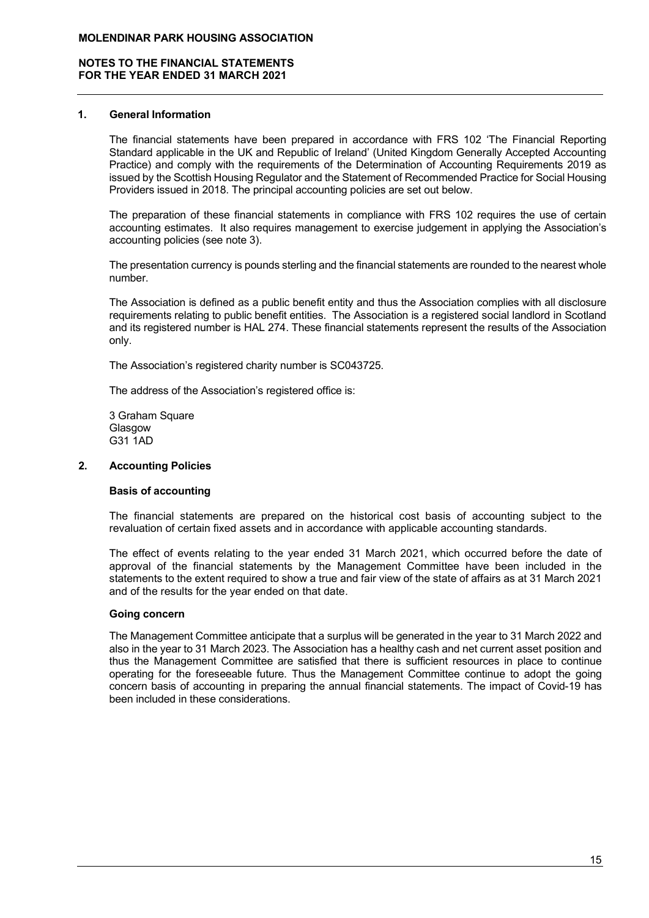## 1. General Information

The financial statements have been prepared in accordance with FRS 102 'The Financial Reporting Standard applicable in the UK and Republic of Ireland' (United Kingdom Generally Accepted Accounting Practice) and comply with the requirements of the Determination of Accounting Requirements 2019 as issued by the Scottish Housing Regulator and the Statement of Recommended Practice for Social Housing Providers issued in 2018. The principal accounting policies are set out below.

The preparation of these financial statements in compliance with FRS 102 requires the use of certain accounting estimates. It also requires management to exercise judgement in applying the Association's accounting policies (see note 3).

The presentation currency is pounds sterling and the financial statements are rounded to the nearest whole number.

The Association is defined as a public benefit entity and thus the Association complies with all disclosure requirements relating to public benefit entities. The Association is a registered social landlord in Scotland and its registered number is HAL 274. These financial statements represent the results of the Association only.

The Association's registered charity number is SC043725.

The address of the Association's registered office is:

3 Graham Square
Glasgow
G31 1AD

## 2. Accounting Policies

### Basis of accounting

The financial statements are prepared on the historical cost basis of accounting subject to the revaluation of certain fixed assets and in accordance with applicable accounting standards.

The effect of events relating to the year ended 31 March 2021, which occurred before the date of approval of the financial statements by the Management Committee have been included in the statements to the extent required to show a true and fair view of the state of affairs as at 31 March 2021 and of the results for the year ended on that date.

### Going concern

The Management Committee anticipate that a surplus will be generated in the year to 31 March 2022 and also in the year to 31 March 2023. The Association has a healthy cash and net current asset position and thus the Management Committee are satisfied that there is sufficient resources in place to continue operating for the foreseeable future. Thus the Management Committee continue to adopt the going concern basis of accounting in preparing the annual financial statements. The impact of Covid-19 has been included in these considerations.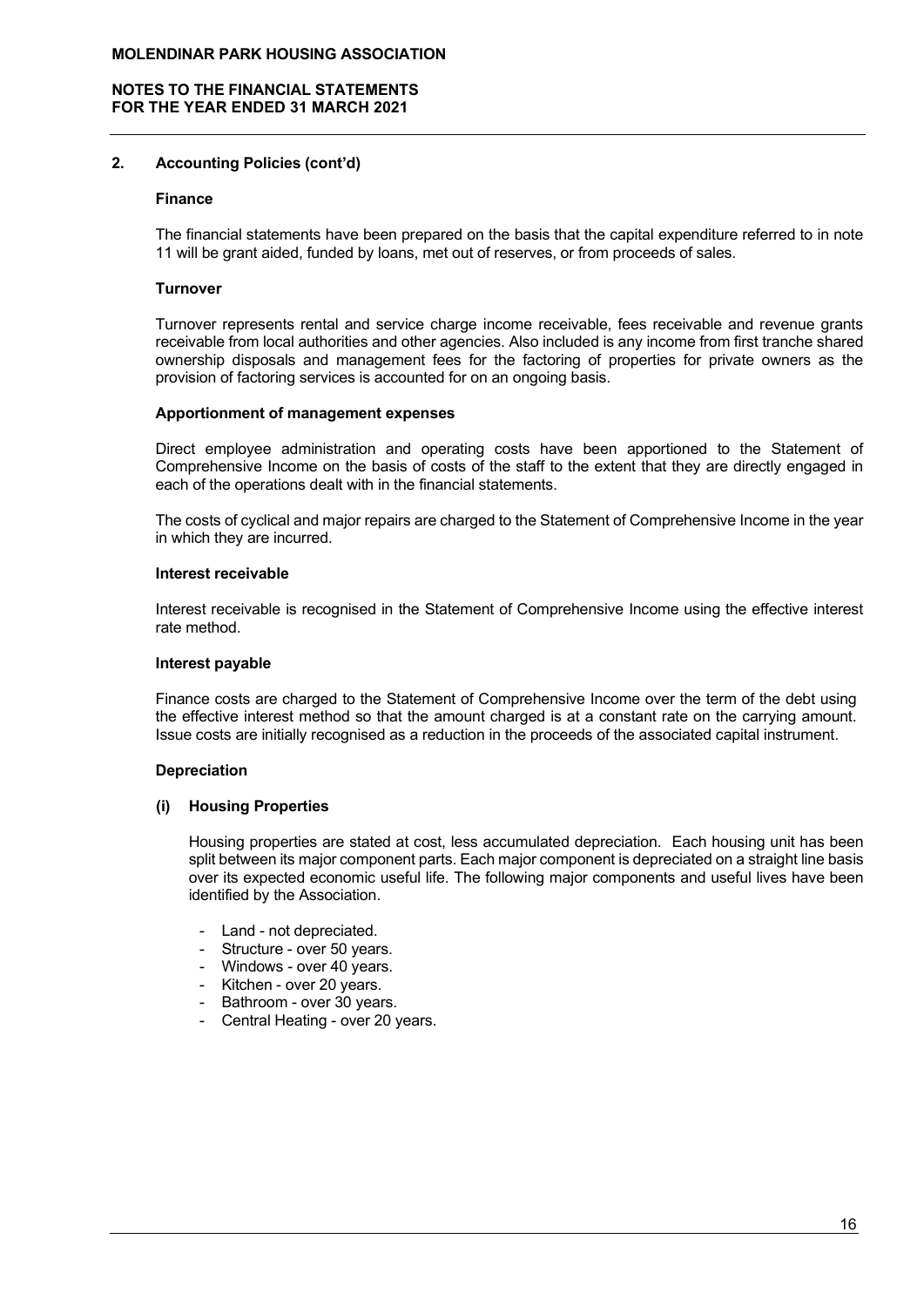## 2. Accounting Policies (cont'd)

### Finance

The financial statements have been prepared on the basis that the capital expenditure referred to in note 11 will be grant aided, funded by loans, met out of reserves, or from proceeds of sales.

### Turnover

Turnover represents rental and service charge income receivable, fees receivable and revenue grants receivable from local authorities and other agencies. Also included is any income from first tranche shared ownership disposals and management fees for the factoring of properties for private owners as the provision of factoring services is accounted for on an ongoing basis.

### Apportionment of management expenses

Direct employee administration and operating costs have been apportioned to the Statement of Comprehensive Income on the basis of costs of the staff to the extent that they are directly engaged in each of the operations dealt with in the financial statements.

The costs of cyclical and major repairs are charged to the Statement of Comprehensive Income in the year in which they are incurred.

### Interest receivable

Interest receivable is recognised in the Statement of Comprehensive Income using the effective interest rate method.

### Interest payable

Finance costs are charged to the Statement of Comprehensive Income over the term of the debt using the effective interest method so that the amount charged is at a constant rate on the carrying amount. Issue costs are initially recognised as a reduction in the proceeds of the associated capital instrument.

### Depreciation

#### (i) Housing Properties

Housing properties are stated at cost, less accumulated depreciation. Each housing unit has been split between its major component parts. Each major component is depreciated on a straight line basis over its expected economic useful life. The following major components and useful lives have been identified by the Association.

- Land - not depreciated.
- Structure - over 50 years.
- Windows - over 40 years.
- Kitchen - over 20 years.
- Bathroom - over 30 years.
- Central Heating - over 20 years.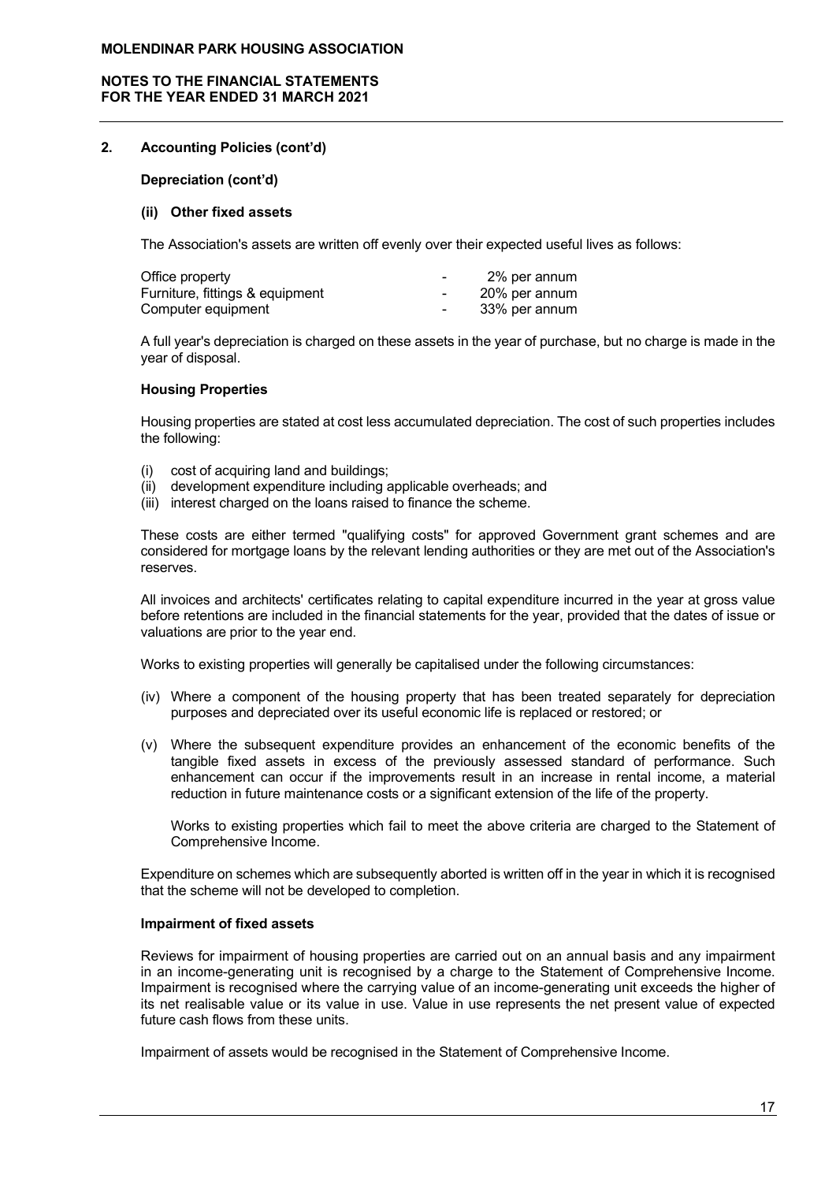## 2. Accounting Policies (cont'd)

**Depreciation (cont'd)**

**(ii) Other fixed assets**

The Association's assets are written off evenly over their expected useful lives as follows:

| | | |
|---|---|---|
| Office property | - | 2% per annum |
| Furniture, fittings & equipment | - | 20% per annum |
| Computer equipment | - | 33% per annum |

A full year's depreciation is charged on these assets in the year of purchase, but no charge is made in the year of disposal.

**Housing Properties**

Housing properties are stated at cost less accumulated depreciation. The cost of such properties includes the following:

(i) cost of acquiring land and buildings;
(ii) development expenditure including applicable overheads; and
(iii) interest charged on the loans raised to finance the scheme.

These costs are either termed "qualifying costs" for approved Government grant schemes and are considered for mortgage loans by the relevant lending authorities or they are met out of the Association's reserves.

All invoices and architects' certificates relating to capital expenditure incurred in the year at gross value before retentions are included in the financial statements for the year, provided that the dates of issue or valuations are prior to the year end.

Works to existing properties will generally be capitalised under the following circumstances:

(iv) Where a component of the housing property that has been treated separately for depreciation purposes and depreciated over its useful economic life is replaced or restored; or

(v) Where the subsequent expenditure provides an enhancement of the economic benefits of the tangible fixed assets in excess of the previously assessed standard of performance. Such enhancement can occur if the improvements result in an increase in rental income, a material reduction in future maintenance costs or a significant extension of the life of the property.

Works to existing properties which fail to meet the above criteria are charged to the Statement of Comprehensive Income.

Expenditure on schemes which are subsequently aborted is written off in the year in which it is recognised that the scheme will not be developed to completion.

**Impairment of fixed assets**

Reviews for impairment of housing properties are carried out on an annual basis and any impairment in an income-generating unit is recognised by a charge to the Statement of Comprehensive Income. Impairment is recognised where the carrying value of an income-generating unit exceeds the higher of its net realisable value or its value in use. Value in use represents the net present value of expected future cash flows from these units.

Impairment of assets would be recognised in the Statement of Comprehensive Income.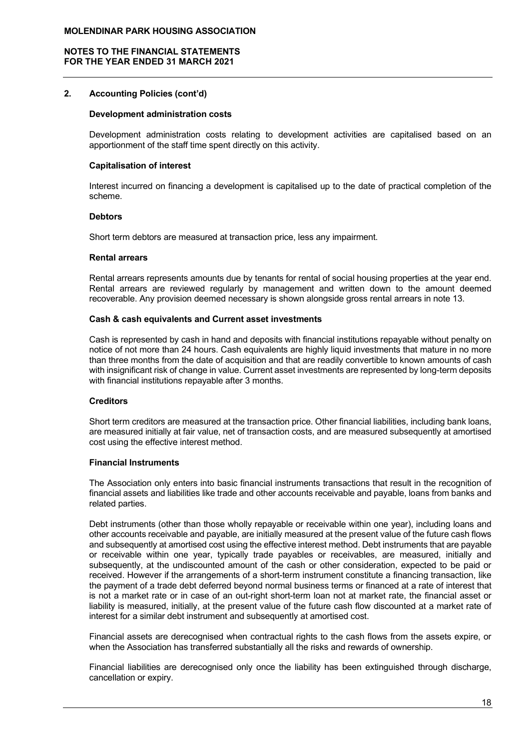## 2. Accounting Policies (cont'd)

**Development administration costs**

Development administration costs relating to development activities are capitalised based on an apportionment of the staff time spent directly on this activity.

**Capitalisation of interest**

Interest incurred on financing a development is capitalised up to the date of practical completion of the scheme.

**Debtors**

Short term debtors are measured at transaction price, less any impairment.

**Rental arrears**

Rental arrears represents amounts due by tenants for rental of social housing properties at the year end. Rental arrears are reviewed regularly by management and written down to the amount deemed recoverable. Any provision deemed necessary is shown alongside gross rental arrears in note 13.

**Cash & cash equivalents and Current asset investments**

Cash is represented by cash in hand and deposits with financial institutions repayable without penalty on notice of not more than 24 hours. Cash equivalents are highly liquid investments that mature in no more than three months from the date of acquisition and that are readily convertible to known amounts of cash with insignificant risk of change in value. Current asset investments are represented by long-term deposits with financial institutions repayable after 3 months.

**Creditors**

Short term creditors are measured at the transaction price. Other financial liabilities, including bank loans, are measured initially at fair value, net of transaction costs, and are measured subsequently at amortised cost using the effective interest method.

**Financial Instruments**

The Association only enters into basic financial instruments transactions that result in the recognition of financial assets and liabilities like trade and other accounts receivable and payable, loans from banks and related parties.

Debt instruments (other than those wholly repayable or receivable within one year), including loans and other accounts receivable and payable, are initially measured at the present value of the future cash flows and subsequently at amortised cost using the effective interest method. Debt instruments that are payable or receivable within one year, typically trade payables or receivables, are measured, initially and subsequently, at the undiscounted amount of the cash or other consideration, expected to be paid or received. However if the arrangements of a short-term instrument constitute a financing transaction, like the payment of a trade debt deferred beyond normal business terms or financed at a rate of interest that is not a market rate or in case of an out-right short-term loan not at market rate, the financial asset or liability is measured, initially, at the present value of the future cash flow discounted at a market rate of interest for a similar debt instrument and subsequently at amortised cost.

Financial assets are derecognised when contractual rights to the cash flows from the assets expire, or when the Association has transferred substantially all the risks and rewards of ownership.

Financial liabilities are derecognised only once the liability has been extinguished through discharge, cancellation or expiry.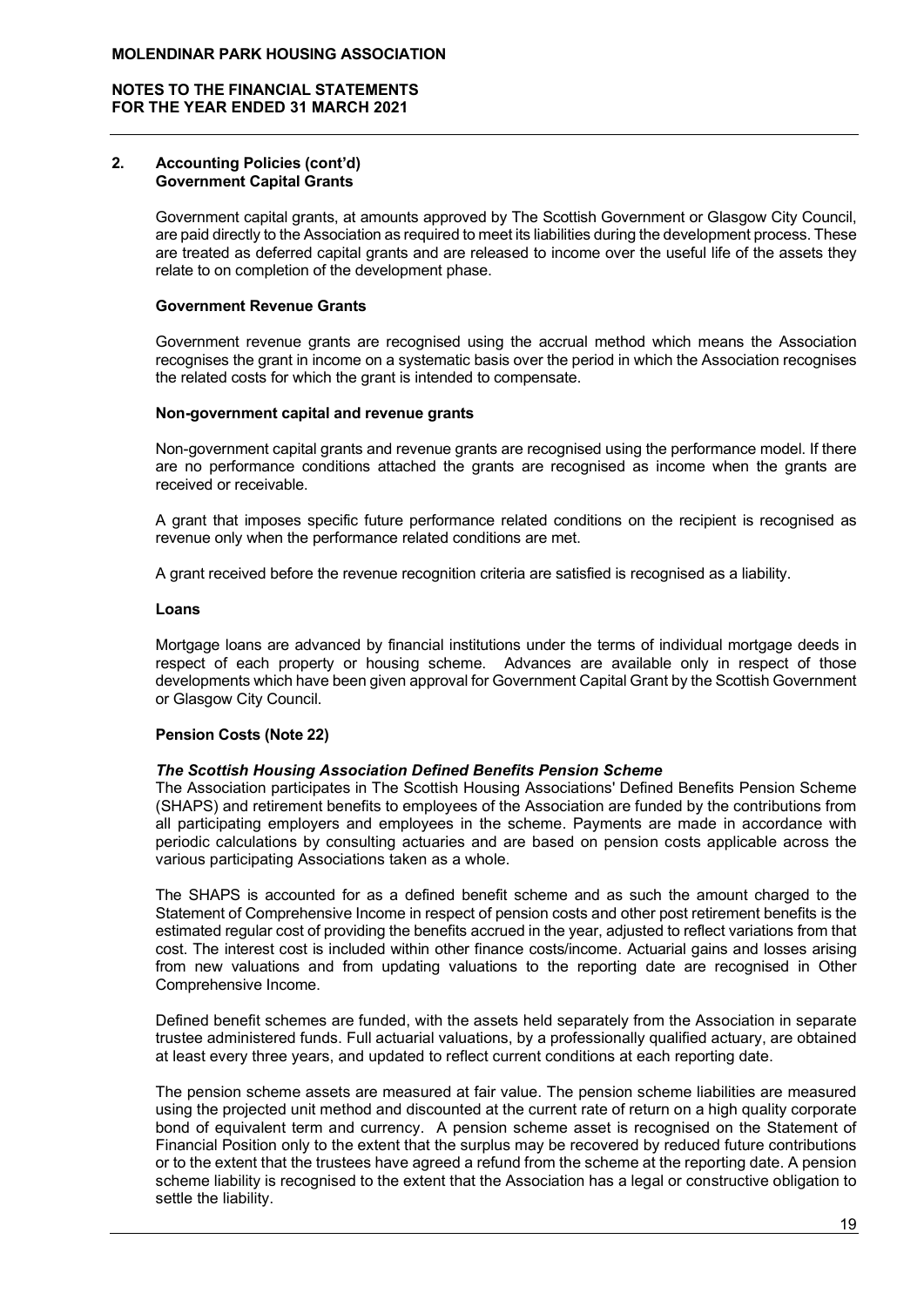## 2. Accounting Policies (cont'd)

### Government Capital Grants

Government capital grants, at amounts approved by The Scottish Government or Glasgow City Council, are paid directly to the Association as required to meet its liabilities during the development process. These are treated as deferred capital grants and are released to income over the useful life of the assets they relate to on completion of the development phase.

### Government Revenue Grants

Government revenue grants are recognised using the accrual method which means the Association recognises the grant in income on a systematic basis over the period in which the Association recognises the related costs for which the grant is intended to compensate.

### Non-government capital and revenue grants

Non-government capital grants and revenue grants are recognised using the performance model. If there are no performance conditions attached the grants are recognised as income when the grants are received or receivable.

A grant that imposes specific future performance related conditions on the recipient is recognised as revenue only when the performance related conditions are met.

A grant received before the revenue recognition criteria are satisfied is recognised as a liability.

### Loans

Mortgage loans are advanced by financial institutions under the terms of individual mortgage deeds in respect of each property or housing scheme. Advances are available only in respect of those developments which have been given approval for Government Capital Grant by the Scottish Government or Glasgow City Council.

### Pension Costs (Note 22)

***The Scottish Housing Association Defined Benefits Pension Scheme***

The Association participates in The Scottish Housing Associations' Defined Benefits Pension Scheme (SHAPS) and retirement benefits to employees of the Association are funded by the contributions from all participating employers and employees in the scheme. Payments are made in accordance with periodic calculations by consulting actuaries and are based on pension costs applicable across the various participating Associations taken as a whole.

The SHAPS is accounted for as a defined benefit scheme and as such the amount charged to the Statement of Comprehensive Income in respect of pension costs and other post retirement benefits is the estimated regular cost of providing the benefits accrued in the year, adjusted to reflect variations from that cost. The interest cost is included within other finance costs/income. Actuarial gains and losses arising from new valuations and from updating valuations to the reporting date are recognised in Other Comprehensive Income.

Defined benefit schemes are funded, with the assets held separately from the Association in separate trustee administered funds. Full actuarial valuations, by a professionally qualified actuary, are obtained at least every three years, and updated to reflect current conditions at each reporting date.

The pension scheme assets are measured at fair value. The pension scheme liabilities are measured using the projected unit method and discounted at the current rate of return on a high quality corporate bond of equivalent term and currency. A pension scheme asset is recognised on the Statement of Financial Position only to the extent that the surplus may be recovered by reduced future contributions or to the extent that the trustees have agreed a refund from the scheme at the reporting date. A pension scheme liability is recognised to the extent that the Association has a legal or constructive obligation to settle the liability.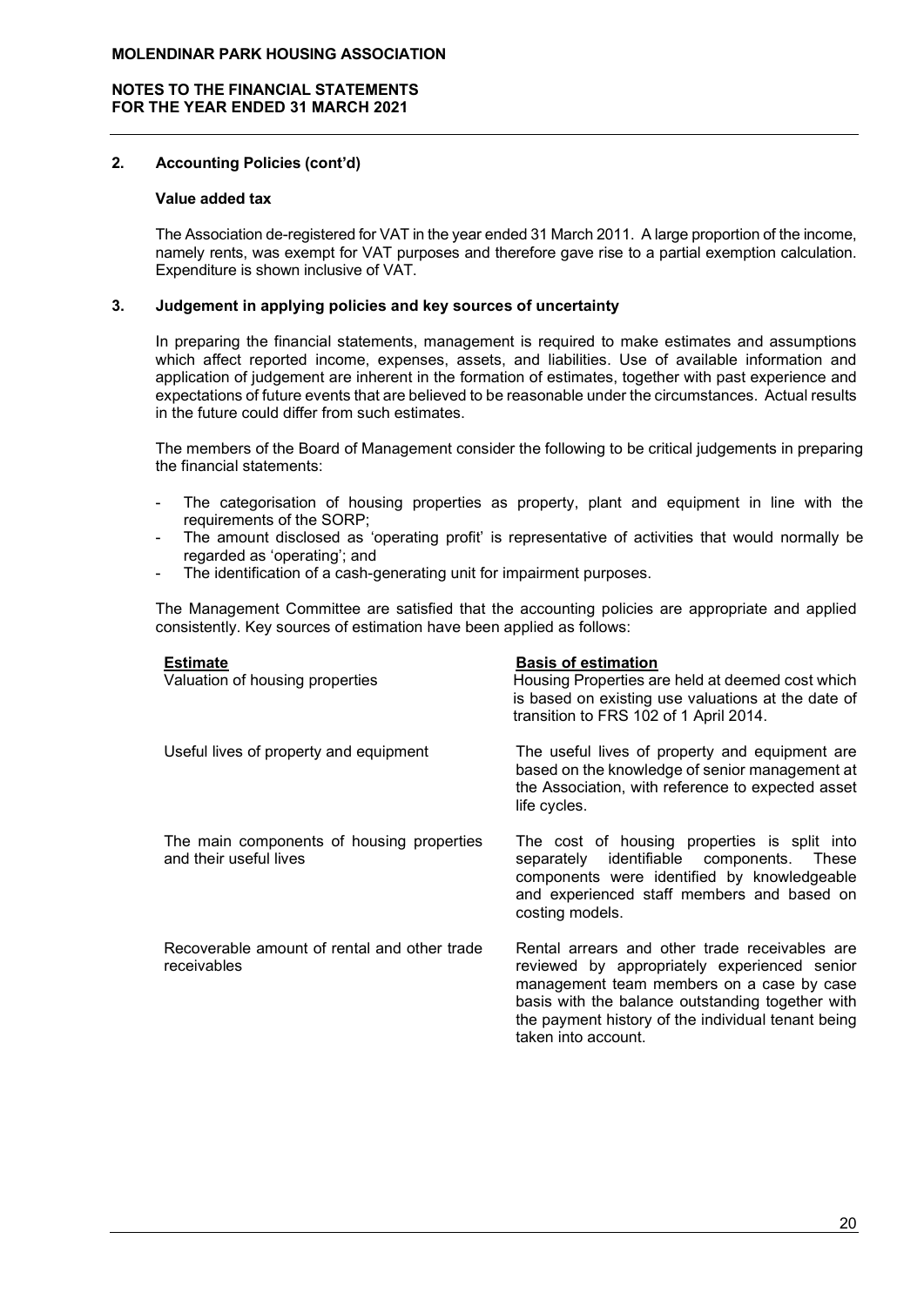## 2. Accounting Policies (cont'd)

### Value added tax

The Association de-registered for VAT in the year ended 31 March 2011. A large proportion of the income, namely rents, was exempt for VAT purposes and therefore gave rise to a partial exemption calculation. Expenditure is shown inclusive of VAT.

## 3. Judgement in applying policies and key sources of uncertainty

In preparing the financial statements, management is required to make estimates and assumptions which affect reported income, expenses, assets, and liabilities. Use of available information and application of judgement are inherent in the formation of estimates, together with past experience and expectations of future events that are believed to be reasonable under the circumstances. Actual results in the future could differ from such estimates.

The members of the Board of Management consider the following to be critical judgements in preparing the financial statements:

- The categorisation of housing properties as property, plant and equipment in line with the requirements of the SORP;
- The amount disclosed as 'operating profit' is representative of activities that would normally be regarded as 'operating'; and
- The identification of a cash-generating unit for impairment purposes.

The Management Committee are satisfied that the accounting policies are appropriate and applied consistently. Key sources of estimation have been applied as follows:

| Estimate | Basis of estimation |
|---|---|
| Valuation of housing properties | Housing Properties are held at deemed cost which is based on existing use valuations at the date of transition to FRS 102 of 1 April 2014. |
| Useful lives of property and equipment | The useful lives of property and equipment are based on the knowledge of senior management at the Association, with reference to expected asset life cycles. |
| The main components of housing properties and their useful lives | The cost of housing properties is split into separately identifiable components. These components were identified by knowledgeable and experienced staff members and based on costing models. |
| Recoverable amount of rental and other trade receivables | Rental arrears and other trade receivables are reviewed by appropriately experienced senior management team members on a case by case basis with the balance outstanding together with the payment history of the individual tenant being taken into account. |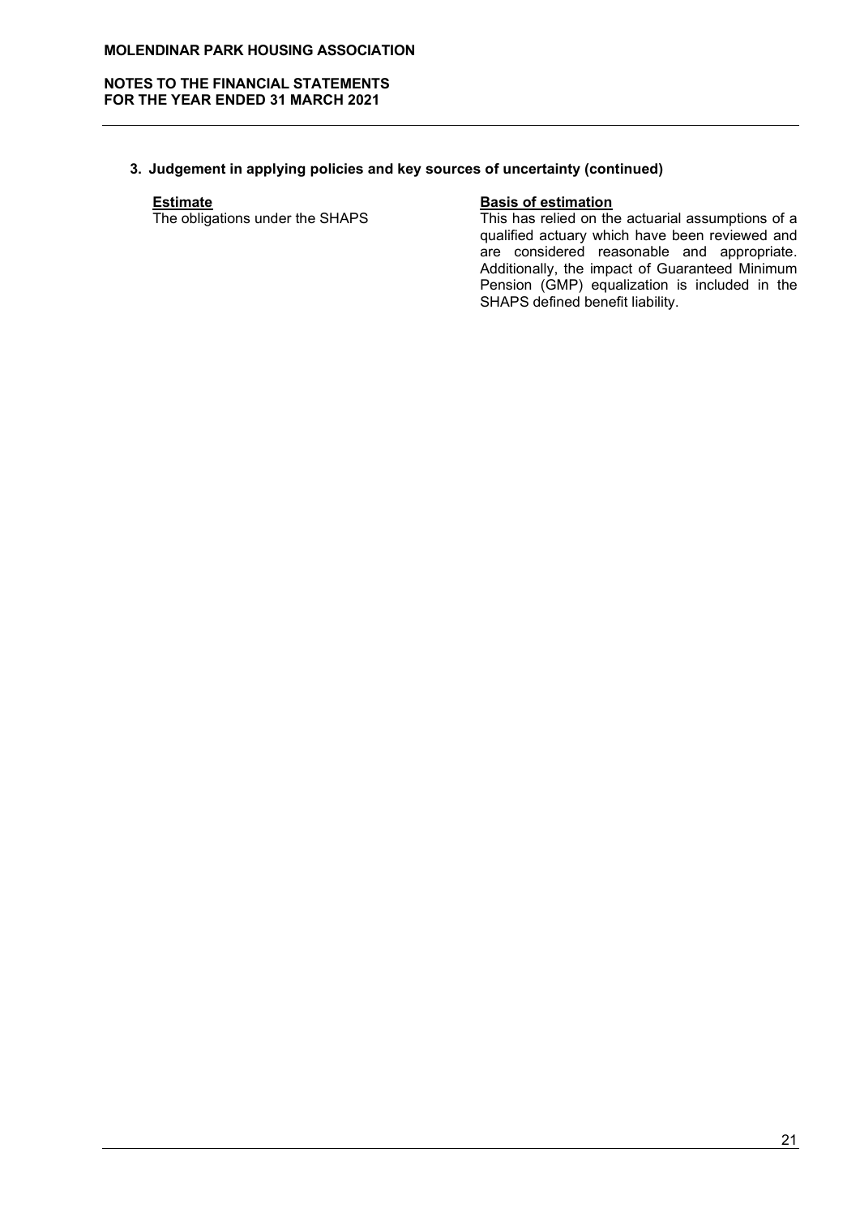## 3. Judgement in applying policies and key sources of uncertainty (continued)

| **Estimate** | **Basis of estimation** |
|---|---|
| The obligations under the SHAPS | This has relied on the actuarial assumptions of a qualified actuary which have been reviewed and are considered reasonable and appropriate. Additionally, the impact of Guaranteed Minimum Pension (GMP) equalization is included in the SHAPS defined benefit liability. |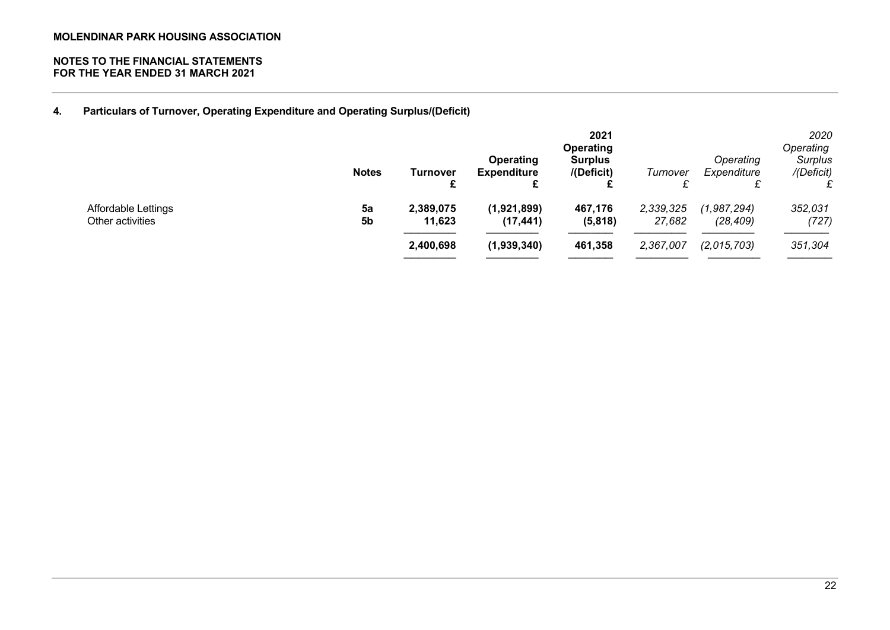**MOLENDINAR PARK HOUSING ASSOCIATION**

**NOTES TO THE FINANCIAL STATEMENTS**
**FOR THE YEAR ENDED 31 MARCH 2021**

### 4. Particulars of Turnover, Operating Expenditure and Operating Surplus/(Deficit)

| | Notes | Turnover £ | Operating Expenditure £ | 2021 Operating Surplus /(Deficit) £ | *Turnover £* | *Operating Expenditure £* | *2020 Operating Surplus /(Deficit) £* |
|---|---|---|---|---|---|---|---|
| Affordable Lettings | **5a** | **2,389,075** | **(1,921,899)** | **467,176** | *2,339,325* | *(1,987,294)* | *352,031* |
| Other activities | **5b** | **11,623** | **(17,441)** | **(5,818)** | *27,682* | *(28,409)* | *(727)* |
| | | **2,400,698** | **(1,939,340)** | **461,358** | *2,367,007* | *(2,015,703)* | *351,304* |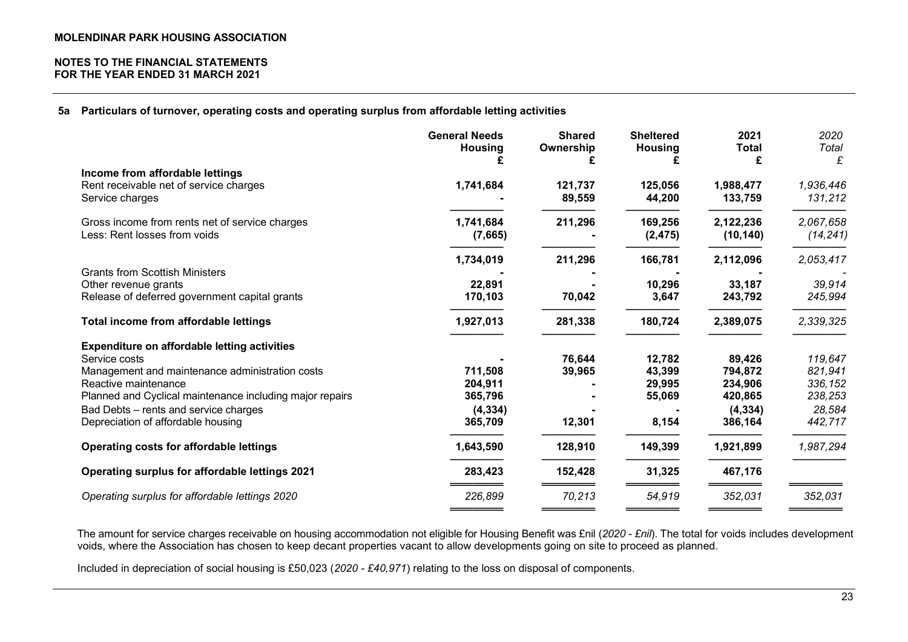**MOLENDINAR PARK HOUSING ASSOCIATION**

**NOTES TO THE FINANCIAL STATEMENTS**
**FOR THE YEAR ENDED 31 MARCH 2021**

## 5a Particulars of turnover, operating costs and operating surplus from affordable letting activities

| | General Needs Housing £ | Shared Ownership £ | Sheltered Housing £ | 2021 Total £ | *2020 Total £* |
|---|---|---|---|---|---|
| **Income from affordable lettings** | | | | | |
| Rent receivable net of service charges | 1,741,684 | 121,737 | 125,056 | 1,988,477 | *1,936,446* |
| Service charges | - | 89,559 | 44,200 | 133,759 | *131,212* |
| Gross income from rents net of service charges | 1,741,684 | 211,296 | 169,256 | 2,122,236 | *2,067,658* |
| Less: Rent losses from voids | (7,665) | - | (2,475) | (10,140) | *(14,241)* |
| | 1,734,019 | 211,296 | 166,781 | 2,112,096 | *2,053,417* |
| Grants from Scottish Ministers | - | - | - | - | *-* |
| Other revenue grants | 22,891 | - | 10,296 | 33,187 | *39,914* |
| Release of deferred government capital grants | 170,103 | 70,042 | 3,647 | 243,792 | *245,994* |
| **Total income from affordable lettings** | 1,927,013 | 281,338 | 180,724 | 2,389,075 | *2,339,325* |
| **Expenditure on affordable letting activities** | | | | | |
| Service costs | - | 76,644 | 12,782 | 89,426 | *119,647* |
| Management and maintenance administration costs | 711,508 | 39,965 | 43,399 | 794,872 | *821,941* |
| Reactive maintenance | 204,911 | - | 29,995 | 234,906 | *336,152* |
| Planned and Cyclical maintenance including major repairs | 365,796 | - | 55,069 | 420,865 | *238,253* |
| Bad Debts – rents and service charges | (4,334) | - | - | (4,334) | *28,584* |
| Depreciation of affordable housing | 365,709 | 12,301 | 8,154 | 386,164 | *442,717* |
| **Operating costs for affordable lettings** | 1,643,590 | 128,910 | 149,399 | 1,921,899 | *1,987,294* |
| **Operating surplus for affordable lettings 2021** | 283,423 | 152,428 | 31,325 | 467,176 | |
| *Operating surplus for affordable lettings 2020* | *226,899* | *70,213* | *54,919* | *352,031* | *352,031* |

The amount for service charges receivable on housing accommodation not eligible for Housing Benefit was £nil (*2020 - £nil*). The total for voids includes development voids, where the Association has chosen to keep decant properties vacant to allow developments going on site to proceed as planned.

Included in depreciation of social housing is £50,023 (*2020 - £40,971*) relating to the loss on disposal of components.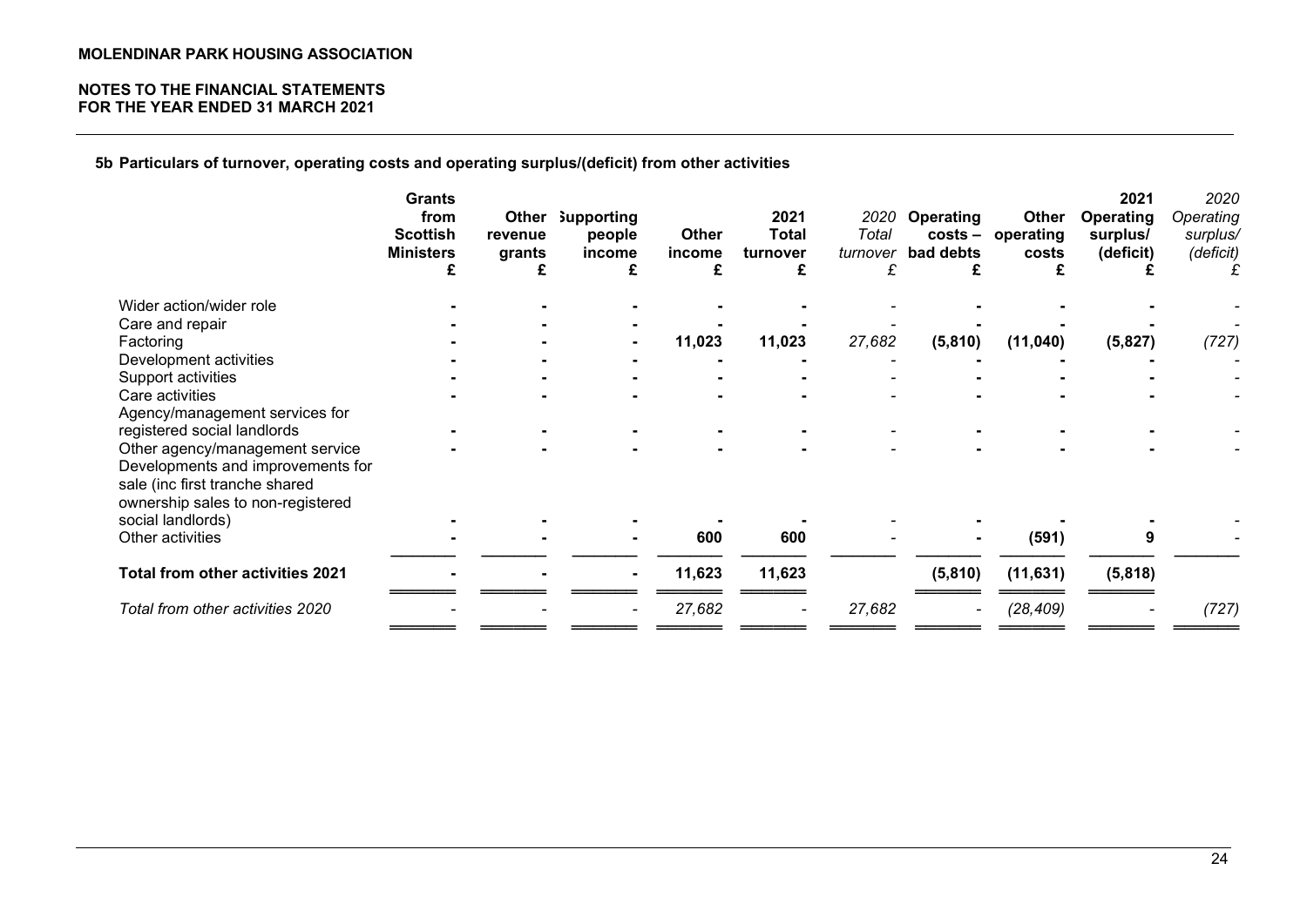**MOLENDINAR PARK HOUSING ASSOCIATION**

**NOTES TO THE FINANCIAL STATEMENTS**
**FOR THE YEAR ENDED 31 MARCH 2021**

### 5b Particulars of turnover, operating costs and operating surplus/(deficit) from other activities

| | Grants from Scottish Ministers £ | Other revenue grants £ | Supporting people income £ | Other income £ | 2021 Total turnover £ | *2020 Total turnover £* | Operating costs – bad debts £ | Other operating costs £ | 2021 Operating surplus/ (deficit) £ | *2020 Operating surplus/ (deficit) £* |
|---|---|---|---|---|---|---|---|---|---|---|
| Wider action/wider role | - | - | - | - | - | - | - | - | - | - |
| Care and repair | - | - | - | - | - | - | - | - | - | - |
| Factoring | - | - | - | 11,023 | 11,023 | *27,682* | (5,810) | (11,040) | (5,827) | *(727)* |
| Development activities | - | - | - | - | - | - | - | - | - | - |
| Support activities | - | - | - | - | - | - | - | - | - | - |
| Care activities | - | - | - | - | - | - | - | - | - | - |
| Agency/management services for registered social landlords | - | - | - | - | - | - | - | - | - | - |
| Other agency/management service | - | - | - | - | - | - | - | - | - | - |
| Developments and improvements for sale (inc first tranche shared ownership sales to non-registered social landlords) | - | - | - | - | - | - | - | - | - | - |
| Other activities | - | - | - | 600 | 600 | - | - | (591) | 9 | - |
| **Total from other activities 2021** | - | - | - | **11,623** | **11,623** | | **(5,810)** | **(11,631)** | **(5,818)** | |
| *Total from other activities 2020* | - | - | - | *27,682* | - | *27,682* | - | *(28,409)* | - | *(727)* |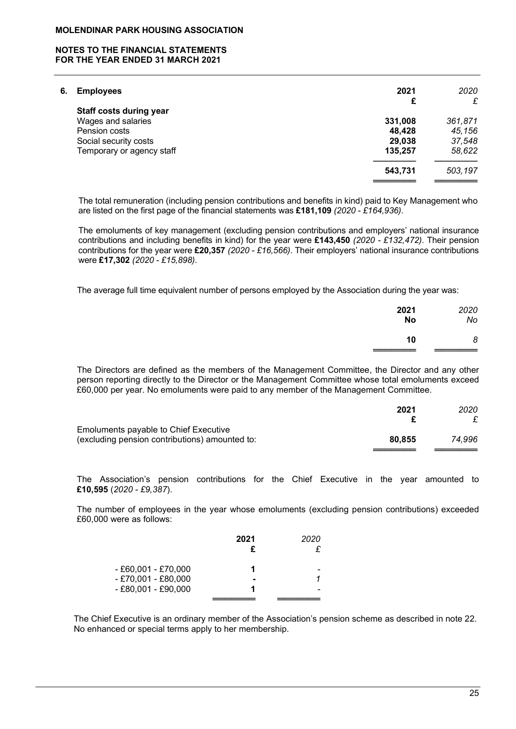**MOLENDINAR PARK HOUSING ASSOCIATION**

**NOTES TO THE FINANCIAL STATEMENTS**
**FOR THE YEAR ENDED 31 MARCH 2021**

## 6. Employees

| | 2021 £ | *2020 £* |
|---|---|---|
| **Staff costs during year** | | |
| Wages and salaries | **331,008** | *361,871* |
| Pension costs | **48,428** | *45,156* |
| Social security costs | **29,038** | *37,548* |
| Temporary or agency staff | **135,257** | *58,622* |
| | **543,731** | *503,197* |

The total remuneration (including pension contributions and benefits in kind) paid to Key Management who are listed on the first page of the financial statements was **£181,109** *(2020 - £164,936).*

The emoluments of key management (excluding pension contributions and employers' national insurance contributions and including benefits in kind) for the year were **£143,450** *(2020 - £132,472).* Their pension contributions for the year were **£20,357** *(2020 - £16,566).* Their employers' national insurance contributions were **£17,302** *(2020 - £15,898).*

The average full time equivalent number of persons employed by the Association during the year was:

| 2021 No | *2020 No* |
|---|---|
| **10** | *8* |

The Directors are defined as the members of the Management Committee, the Director and any other person reporting directly to the Director or the Management Committee whose total emoluments exceed £60,000 per year. No emoluments were paid to any member of the Management Committee.

| | 2021 £ | *2020 £* |
|---|---|---|
| Emoluments payable to Chief Executive (excluding pension contributions) amounted to: | **80,855** | *74,996* |

The Association's pension contributions for the Chief Executive in the year amounted to **£10,595** (*2020 - £9,387*).

The number of employees in the year whose emoluments (excluding pension contributions) exceeded £60,000 were as follows:

| | 2021 £ | *2020 £* |
|---|---|---|
| - £60,001 - £70,000 | **1** | - |
| - £70,001 - £80,000 | **-** | *1* |
| - £80,001 - £90,000 | **1** | - |

The Chief Executive is an ordinary member of the Association's pension scheme as described in note 22. No enhanced or special terms apply to her membership.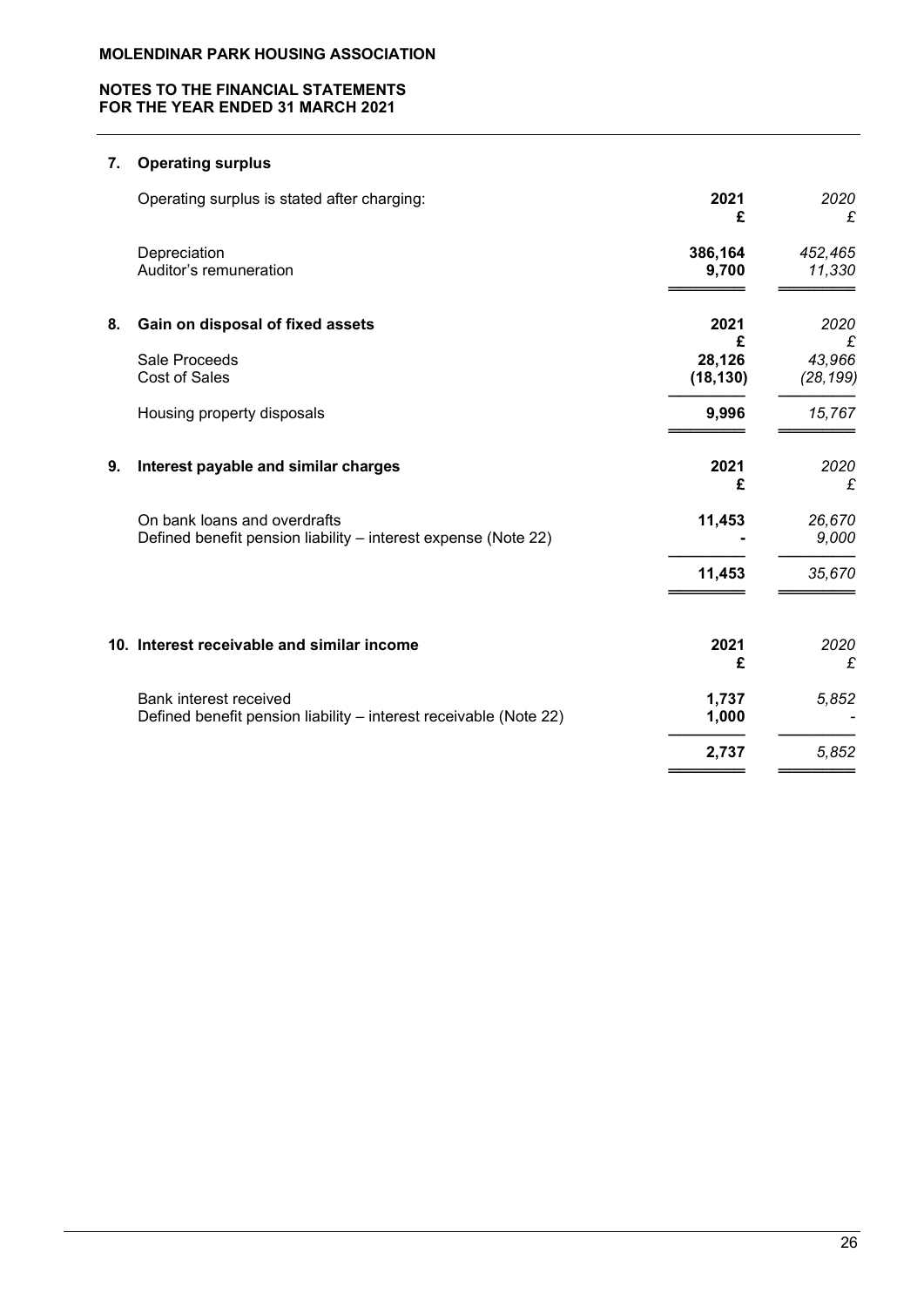## 7. Operating surplus

| Operating surplus is stated after charging: | **2021** **£** | *2020* *£* |
|---|---|---|
| Depreciation | **386,164** | *452,465* |
| Auditor's remuneration | **9,700** | *11,330* |

## 8. Gain on disposal of fixed assets

| | **2021** **£** | *2020* *£* |
|---|---|---|
| Sale Proceeds | **28,126** | *43,966* |
| Cost of Sales | **(18,130)** | *(28,199)* |
| Housing property disposals | **9,996** | *15,767* |

## 9. Interest payable and similar charges

| | **2021** **£** | *2020* *£* |
|---|---|---|
| On bank loans and overdrafts | **11,453** | *26,670* |
| Defined benefit pension liability – interest expense (Note 22) | **-** | *9,000* |
| | **11,453** | *35,670* |

## 10. Interest receivable and similar income

| | **2021** **£** | *2020* *£* |
|---|---|---|
| Bank interest received | **1,737** | *5,852* |
| Defined benefit pension liability – interest receivable (Note 22) | **1,000** | *-* |
| | **2,737** | *5,852* |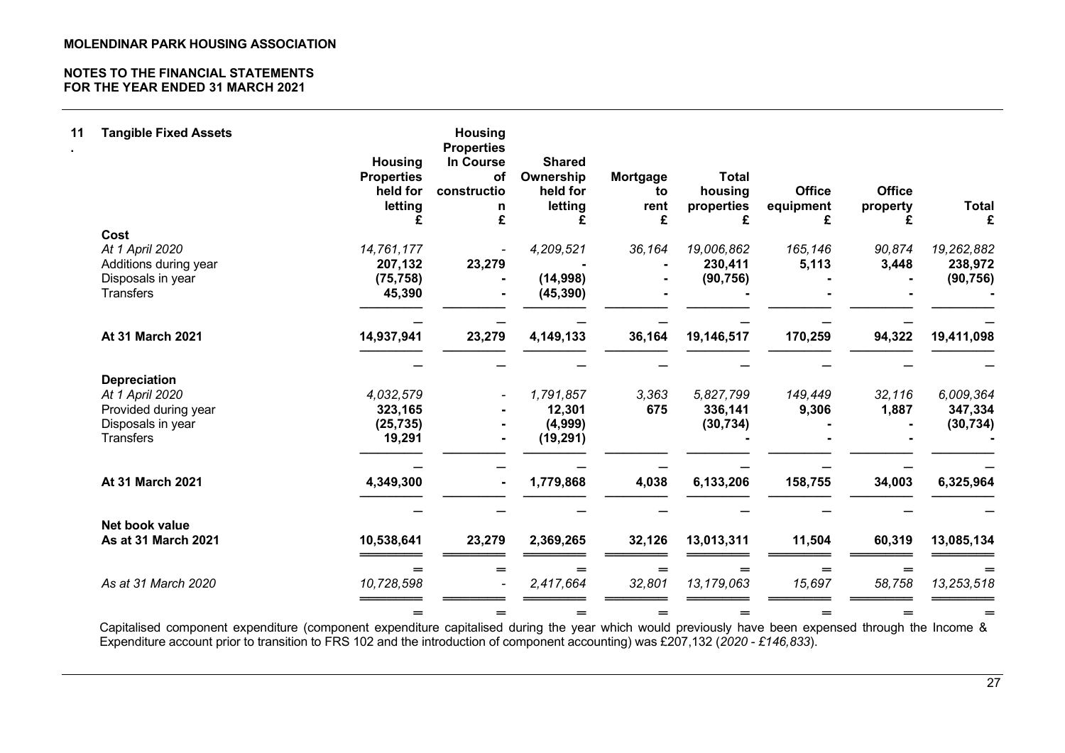## 11. Tangible Fixed Assets

| | Housing Properties held for letting £ | Housing Properties In Course of construction £ | Shared Ownership held for letting £ | Mortgage to rent £ | Total housing properties £ | Office equipment £ | Office property £ | Total £ |
|---|---|---|---|---|---|---|---|---|
| **Cost** | | | | | | | | |
| *At 1 April 2020* | *14,761,177* | *-* | *4,209,521* | *36,164* | *19,006,862* | *165,146* | *90,874* | *19,262,882* |
| Additions during year | **207,132** | **23,279** | **-** | **-** | **230,411** | **5,113** | **3,448** | **238,972** |
| Disposals in year | **(75,758)** | **-** | **(14,998)** | **-** | **(90,756)** | **-** | **-** | **(90,756)** |
| Transfers | **45,390** | **-** | **(45,390)** | **-** | **-** | **-** | **-** | **-** |
| **At 31 March 2021** | **14,937,941** | **23,279** | **4,149,133** | **36,164** | **19,146,517** | **170,259** | **94,322** | **19,411,098** |
| **Depreciation** | | | | | | | | |
| *At 1 April 2020* | *4,032,579* | *-* | *1,791,857* | *3,363* | *5,827,799* | *149,449* | *32,116* | *6,009,364* |
| Provided during year | **323,165** | **-** | **12,301** | **675** | **336,141** | **9,306** | **1,887** | **347,334** |
| Disposals in year | **(25,735)** | **-** | **(4,999)** | | **(30,734)** | **-** | **-** | **(30,734)** |
| Transfers | **19,291** | **-** | **(19,291)** | | **-** | **-** | **-** | **-** |
| **At 31 March 2021** | **4,349,300** | **-** | **1,779,868** | **4,038** | **6,133,206** | **158,755** | **34,003** | **6,325,964** |
| **Net book value** | | | | | | | | |
| **As at 31 March 2021** | **10,538,641** | **23,279** | **2,369,265** | **32,126** | **13,013,311** | **11,504** | **60,319** | **13,085,134** |
| *As at 31 March 2020* | *10,728,598* | *-* | *2,417,664* | *32,801* | *13,179,063* | *15,697* | *58,758* | *13,253,518* |

Capitalised component expenditure (component expenditure capitalised during the year which would previously have been expensed through the Income & Expenditure account prior to transition to FRS 102 and the introduction of component accounting) was £207,132 (*2020 - £146,833*).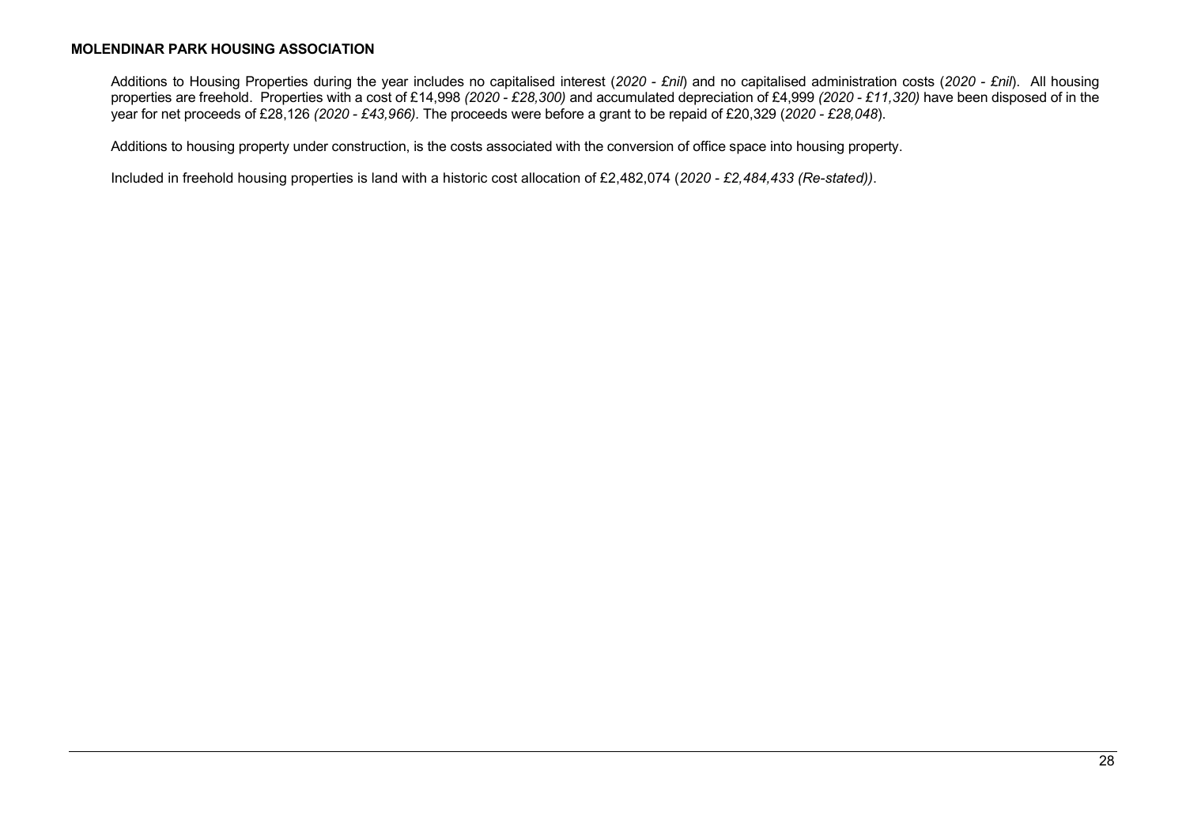**MOLENDINAR PARK HOUSING ASSOCIATION**

Additions to Housing Properties during the year includes no capitalised interest (*2020 - £nil*) and no capitalised administration costs (*2020 - £nil*). All housing properties are freehold. Properties with a cost of £14,998 *(2020 - £28,300)* and accumulated depreciation of £4,999 *(2020 - £11,320)* have been disposed of in the year for net proceeds of £28,126 *(2020 - £43,966).* The proceeds were before a grant to be repaid of £20,329 (*2020 - £28,048*).

Additions to housing property under construction, is the costs associated with the conversion of office space into housing property.

Included in freehold housing properties is land with a historic cost allocation of £2,482,074 (*2020 - £2,484,433 (Re-stated))*.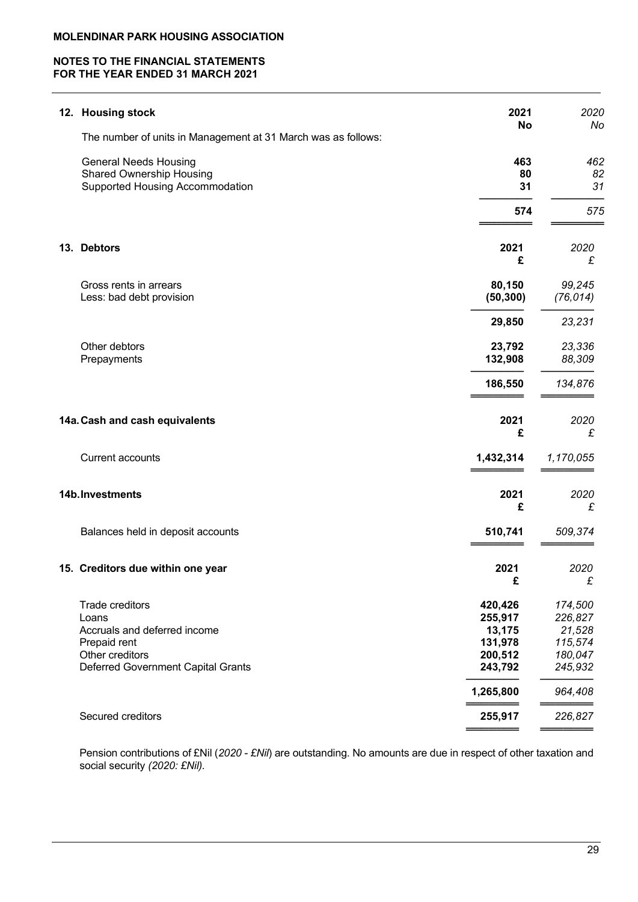## 12. Housing stock

| The number of units in Management at 31 March was as follows: | 2021 No | *2020 No* |
|---|---|---|
| General Needs Housing | **463** | *462* |
| Shared Ownership Housing | **80** | *82* |
| Supported Housing Accommodation | **31** | *31* |
| | **574** | *575* |

## 13. Debtors

| | 2021 £ | *2020 £* |
|---|---|---|
| Gross rents in arrears | **80,150** | *99,245* |
| Less: bad debt provision | **(50,300)** | *(76,014)* |
| | **29,850** | *23,231* |
| Other debtors | **23,792** | *23,336* |
| Prepayments | **132,908** | *88,309* |
| | **186,550** | *134,876* |

## 14a. Cash and cash equivalents

| | 2021 £ | *2020 £* |
|---|---|---|
| Current accounts | **1,432,314** | *1,170,055* |

## 14b. Investments

| | 2021 £ | *2020 £* |
|---|---|---|
| Balances held in deposit accounts | **510,741** | *509,374* |

## 15. Creditors due within one year

| | 2021 £ | *2020 £* |
|---|---|---|
| Trade creditors | **420,426** | *174,500* |
| Loans | **255,917** | *226,827* |
| Accruals and deferred income | **13,175** | *21,528* |
| Prepaid rent | **131,978** | *115,574* |
| Other creditors | **200,512** | *180,047* |
| Deferred Government Capital Grants | **243,792** | *245,932* |
| | **1,265,800** | *964,408* |
| Secured creditors | **255,917** | *226,827* |

Pension contributions of £Nil (*2020 - £Nil*) are outstanding. No amounts are due in respect of other taxation and social security *(2020: £Nil).*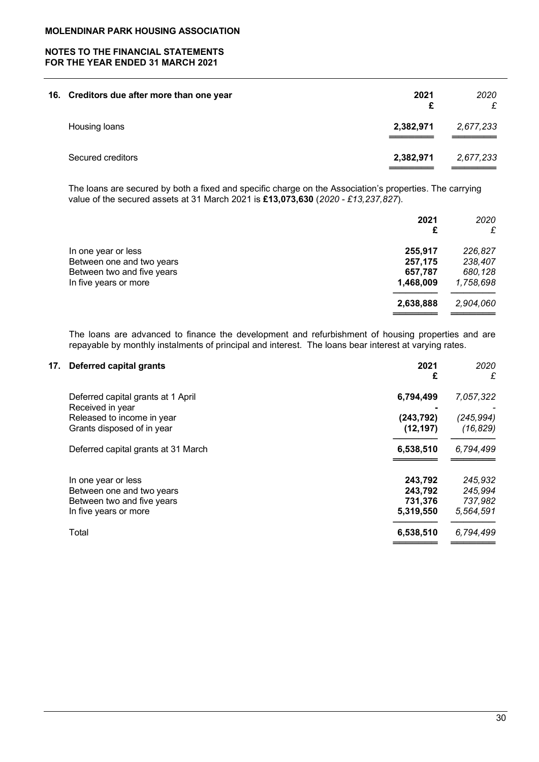**MOLENDINAR PARK HOUSING ASSOCIATION**

**NOTES TO THE FINANCIAL STATEMENTS**
**FOR THE YEAR ENDED 31 MARCH 2021**

## 16. Creditors due after more than one year

| | 2021 £ | *2020 £* |
|---|---|---|
| Housing loans | **2,382,971** | *2,677,233* |
| Secured creditors | **2,382,971** | *2,677,233* |

The loans are secured by both a fixed and specific charge on the Association's properties. The carrying value of the secured assets at 31 March 2021 is **£13,073,630** (*2020 - £13,237,827*).

| | 2021 £ | *2020 £* |
|---|---|---|
| In one year or less | **255,917** | *226,827* |
| Between one and two years | **257,175** | *238,407* |
| Between two and five years | **657,787** | *680,128* |
| In five years or more | **1,468,009** | *1,758,698* |
| | **2,638,888** | *2,904,060* |

The loans are advanced to finance the development and refurbishment of housing properties and are repayable by monthly instalments of principal and interest. The loans bear interest at varying rates.

## 17. Deferred capital grants

| | 2021 £ | *2020 £* |
|---|---|---|
| Deferred capital grants at 1 April | **6,794,499** | *7,057,322* |
| Received in year | **-** | *-* |
| Released to income in year | **(243,792)** | *(245,994)* |
| Grants disposed of in year | **(12,197)** | *(16,829)* |
| Deferred capital grants at 31 March | **6,538,510** | *6,794,499* |

| | 2021 £ | *2020 £* |
|---|---|---|
| In one year or less | **243,792** | *245,932* |
| Between one and two years | **243,792** | *245,994* |
| Between two and five years | **731,376** | *737,982* |
| In five years or more | **5,319,550** | *5,564,591* |
| Total | **6,538,510** | *6,794,499* |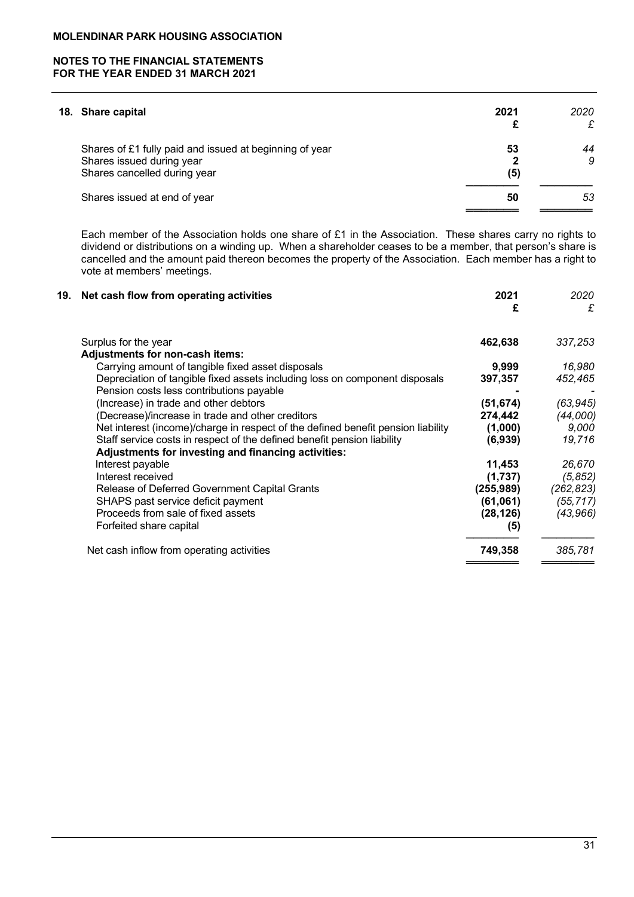**MOLENDINAR PARK HOUSING ASSOCIATION**

**NOTES TO THE FINANCIAL STATEMENTS**
**FOR THE YEAR ENDED 31 MARCH 2021**

## 18. Share capital

| | 2021 £ | *2020 £* |
|---|---|---|
| Shares of £1 fully paid and issued at beginning of year | **53** | *44* |
| Shares issued during year | **2** | *9* |
| Shares cancelled during year | **(5)** | |
| Shares issued at end of year | **50** | *53* |

Each member of the Association holds one share of £1 in the Association. These shares carry no rights to dividend or distributions on a winding up. When a shareholder ceases to be a member, that person's share is cancelled and the amount paid thereon becomes the property of the Association. Each member has a right to vote at members' meetings.

## 19. Net cash flow from operating activities

| | 2021 £ | *2020 £* |
|---|---|---|
| Surplus for the year | **462,638** | *337,253* |
| **Adjustments for non-cash items:** | | |
| Carrying amount of tangible fixed asset disposals | **9,999** | *16,980* |
| Depreciation of tangible fixed assets including loss on component disposals | **397,357** | *452,465* |
| Pension costs less contributions payable | **-** | *-* |
| (Increase) in trade and other debtors | **(51,674)** | *(63,945)* |
| (Decrease)/increase in trade and other creditors | **274,442** | *(44,000)* |
| Net interest (income)/charge in respect of the defined benefit pension liability | **(1,000)** | *9,000* |
| Staff service costs in respect of the defined benefit pension liability | **(6,939)** | *19,716* |
| **Adjustments for investing and financing activities:** | | |
| Interest payable | **11,453** | *26,670* |
| Interest received | **(1,737)** | *(5,852)* |
| Release of Deferred Government Capital Grants | **(255,989)** | *(262,823)* |
| SHAPS past service deficit payment | **(61,061)** | *(55,717)* |
| Proceeds from sale of fixed assets | **(28,126)** | *(43,966)* |
| Forfeited share capital | **(5)** | |
| Net cash inflow from operating activities | **749,358** | *385,781* |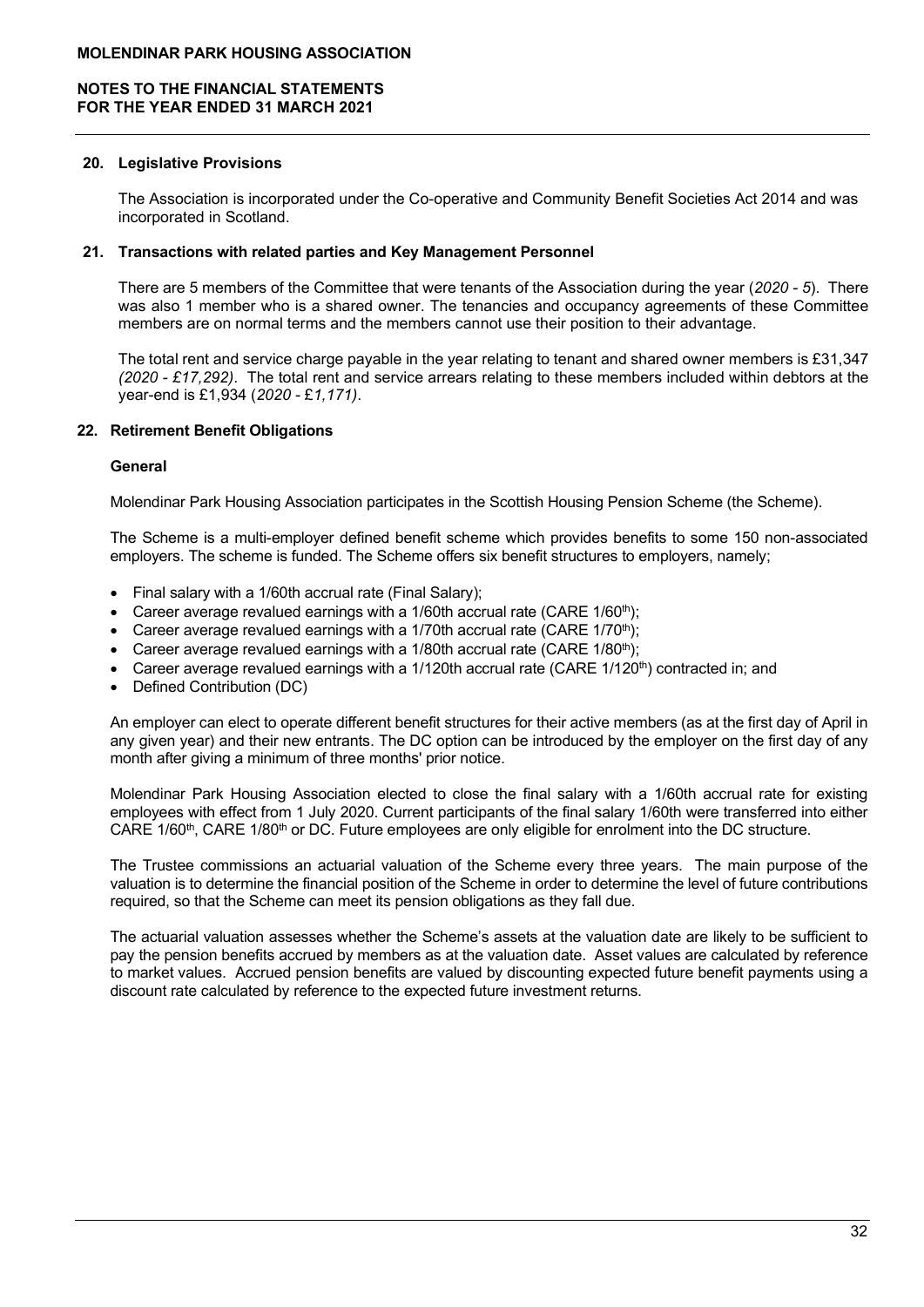**20. Legislative Provisions**

The Association is incorporated under the Co-operative and Community Benefit Societies Act 2014 and was incorporated in Scotland.

**21. Transactions with related parties and Key Management Personnel**

There are 5 members of the Committee that were tenants of the Association during the year (*2020 - 5*). There was also 1 member who is a shared owner. The tenancies and occupancy agreements of these Committee members are on normal terms and the members cannot use their position to their advantage.

The total rent and service charge payable in the year relating to tenant and shared owner members is £31,347 *(2020 - £17,292)*. The total rent and service arrears relating to these members included within debtors at the year-end is £1,934 (*2020 - £1,171)*.

**22. Retirement Benefit Obligations**

**General**

Molendinar Park Housing Association participates in the Scottish Housing Pension Scheme (the Scheme).

The Scheme is a multi-employer defined benefit scheme which provides benefits to some 150 non-associated employers. The scheme is funded. The Scheme offers six benefit structures to employers, namely;

- Final salary with a 1/60th accrual rate (Final Salary);
- Career average revalued earnings with a 1/60th accrual rate (CARE 1/60th);
- Career average revalued earnings with a 1/70th accrual rate (CARE 1/70th);
- Career average revalued earnings with a 1/80th accrual rate (CARE 1/80th);
- Career average revalued earnings with a 1/120th accrual rate (CARE 1/120th) contracted in; and
- Defined Contribution (DC)

An employer can elect to operate different benefit structures for their active members (as at the first day of April in any given year) and their new entrants. The DC option can be introduced by the employer on the first day of any month after giving a minimum of three months' prior notice.

Molendinar Park Housing Association elected to close the final salary with a 1/60th accrual rate for existing employees with effect from 1 July 2020. Current participants of the final salary 1/60th were transferred into either CARE 1/60th, CARE 1/80th or DC. Future employees are only eligible for enrolment into the DC structure.

The Trustee commissions an actuarial valuation of the Scheme every three years. The main purpose of the valuation is to determine the financial position of the Scheme in order to determine the level of future contributions required, so that the Scheme can meet its pension obligations as they fall due.

The actuarial valuation assesses whether the Scheme's assets at the valuation date are likely to be sufficient to pay the pension benefits accrued by members as at the valuation date. Asset values are calculated by reference to market values. Accrued pension benefits are valued by discounting expected future benefit payments using a discount rate calculated by reference to the expected future investment returns.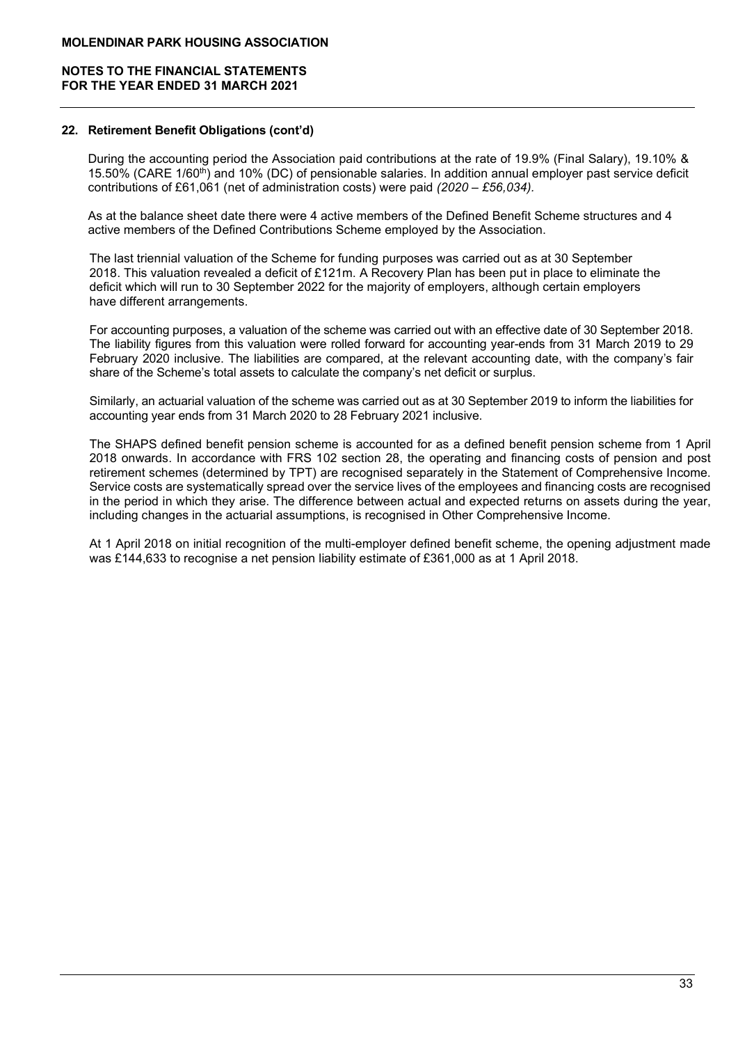## 22. Retirement Benefit Obligations (cont'd)

During the accounting period the Association paid contributions at the rate of 19.9% (Final Salary), 19.10% & 15.50% (CARE 1/60th) and 10% (DC) of pensionable salaries. In addition annual employer past service deficit contributions of £61,061 (net of administration costs) were paid *(2020 – £56,034).*

As at the balance sheet date there were 4 active members of the Defined Benefit Scheme structures and 4 active members of the Defined Contributions Scheme employed by the Association.

The last triennial valuation of the Scheme for funding purposes was carried out as at 30 September 2018. This valuation revealed a deficit of £121m. A Recovery Plan has been put in place to eliminate the deficit which will run to 30 September 2022 for the majority of employers, although certain employers have different arrangements.

For accounting purposes, a valuation of the scheme was carried out with an effective date of 30 September 2018. The liability figures from this valuation were rolled forward for accounting year-ends from 31 March 2019 to 29 February 2020 inclusive. The liabilities are compared, at the relevant accounting date, with the company's fair share of the Scheme's total assets to calculate the company's net deficit or surplus.

Similarly, an actuarial valuation of the scheme was carried out as at 30 September 2019 to inform the liabilities for accounting year ends from 31 March 2020 to 28 February 2021 inclusive.

The SHAPS defined benefit pension scheme is accounted for as a defined benefit pension scheme from 1 April 2018 onwards. In accordance with FRS 102 section 28, the operating and financing costs of pension and post retirement schemes (determined by TPT) are recognised separately in the Statement of Comprehensive Income. Service costs are systematically spread over the service lives of the employees and financing costs are recognised in the period in which they arise. The difference between actual and expected returns on assets during the year, including changes in the actuarial assumptions, is recognised in Other Comprehensive Income.

At 1 April 2018 on initial recognition of the multi-employer defined benefit scheme, the opening adjustment made was £144,633 to recognise a net pension liability estimate of £361,000 as at 1 April 2018.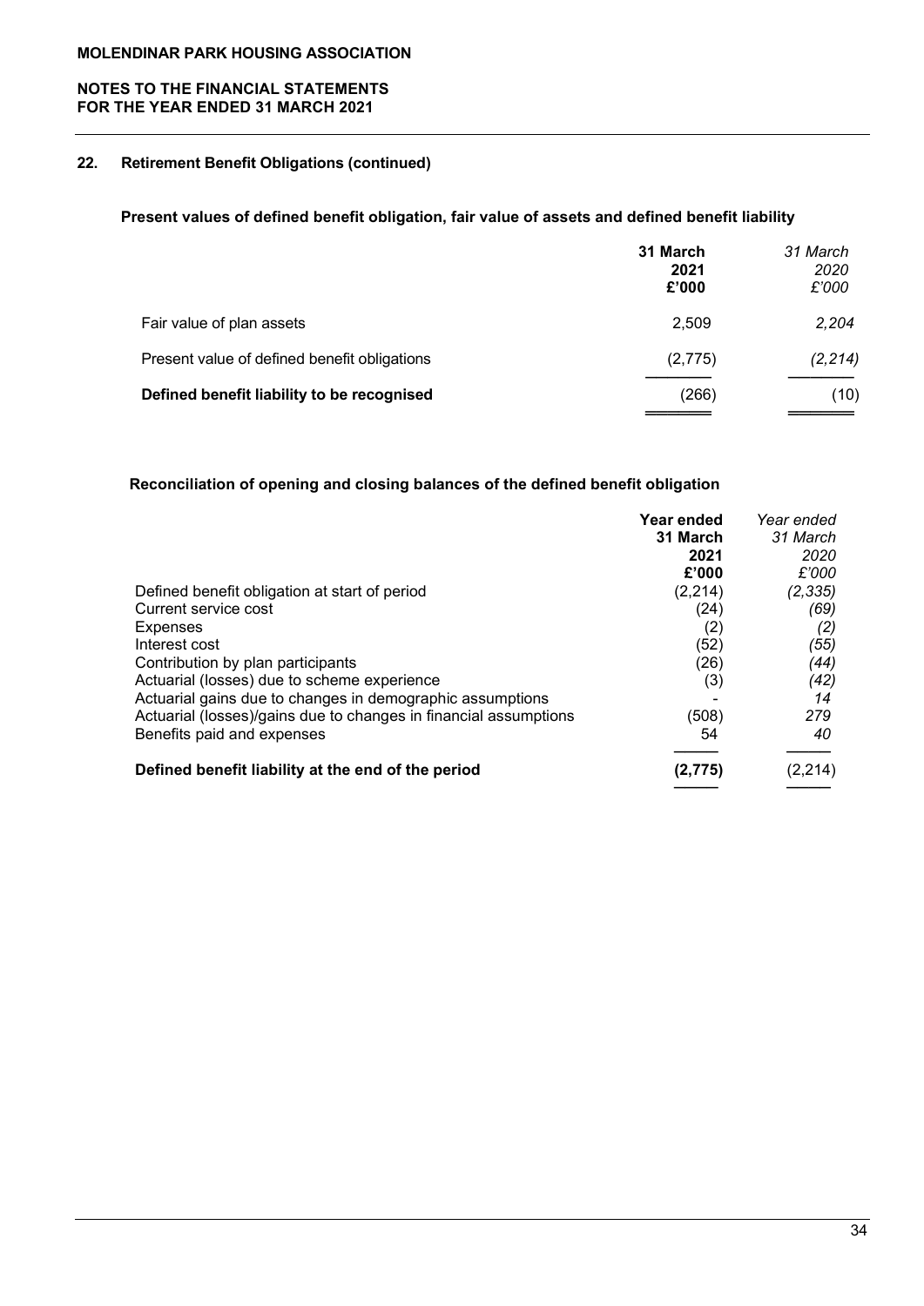## 22. Retirement Benefit Obligations (continued)

### Present values of defined benefit obligation, fair value of assets and defined benefit liability

| | 31 March 2021 £'000 | *31 March 2020 £'000* |
|---|---|---|
| Fair value of plan assets | 2,509 | *2,204* |
| Present value of defined benefit obligations | (2,775) | *(2,214)* |
| **Defined benefit liability to be recognised** | (266) | (10) |

### Reconciliation of opening and closing balances of the defined benefit obligation

| | Year ended 31 March 2021 £'000 | *Year ended 31 March 2020 £'000* |
|---|---|---|
| Defined benefit obligation at start of period | (2,214) | *(2,335)* |
| Current service cost | (24) | *(69)* |
| Expenses | (2) | *(2)* |
| Interest cost | (52) | *(55)* |
| Contribution by plan participants | (26) | *(44)* |
| Actuarial (losses) due to scheme experience | (3) | *(42)* |
| Actuarial gains due to changes in demographic assumptions | - | *14* |
| Actuarial (losses)/gains due to changes in financial assumptions | (508) | *279* |
| Benefits paid and expenses | 54 | *40* |
| **Defined benefit liability at the end of the period** | **(2,775)** | (2,214) |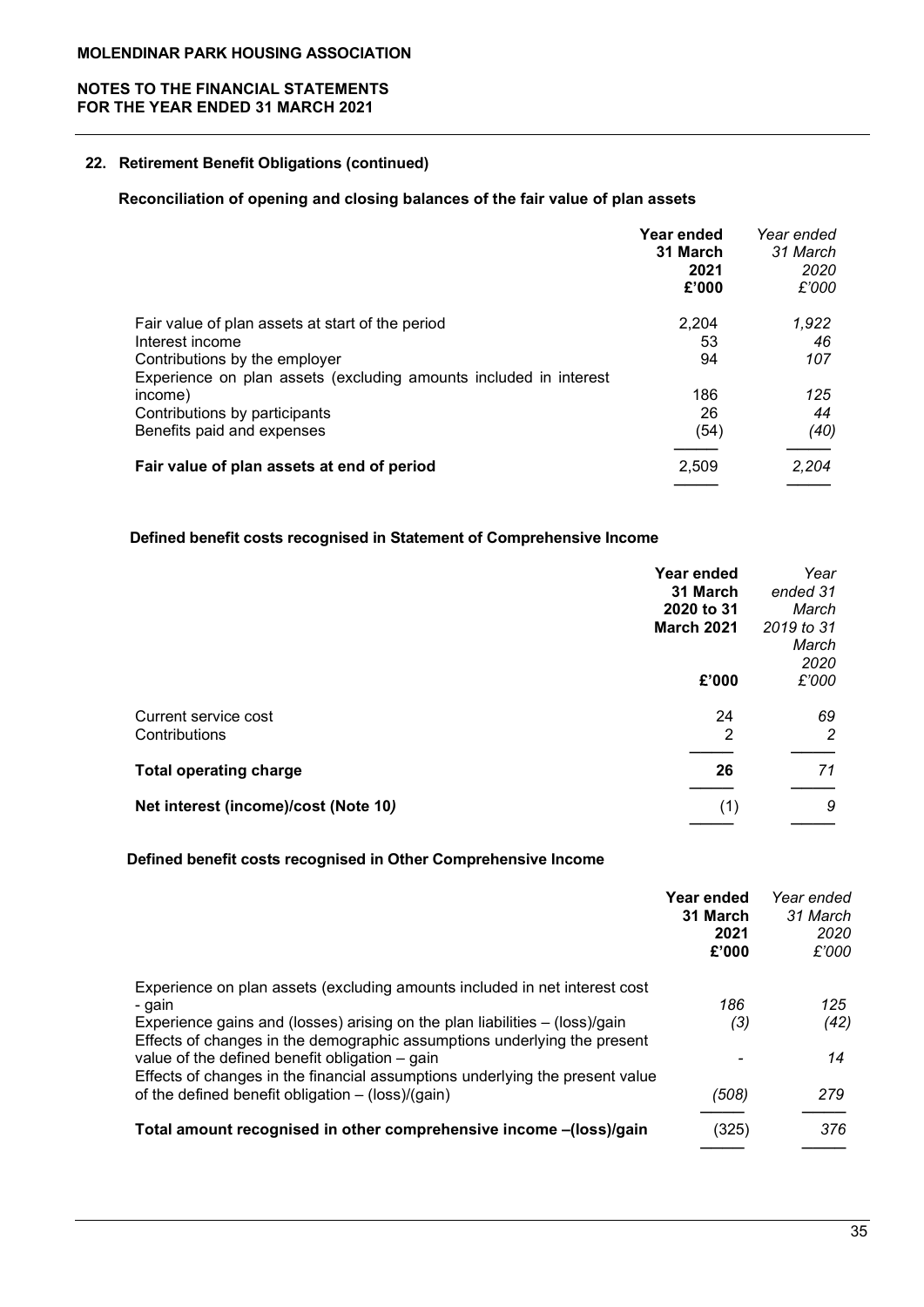**MOLENDINAR PARK HOUSING ASSOCIATION**

**NOTES TO THE FINANCIAL STATEMENTS**
**FOR THE YEAR ENDED 31 MARCH 2021**

## 22. Retirement Benefit Obligations (continued)

### Reconciliation of opening and closing balances of the fair value of plan assets

| | **Year ended 31 March 2021 £'000** | *Year ended 31 March 2020 £'000* |
|---|---|---|
| Fair value of plan assets at start of the period | 2,204 | *1,922* |
| Interest income | 53 | *46* |
| Contributions by the employer | 94 | *107* |
| Experience on plan assets (excluding amounts included in interest income) | 186 | *125* |
| Contributions by participants | 26 | *44* |
| Benefits paid and expenses | (54) | *(40)* |
| **Fair value of plan assets at end of period** | 2,509 | *2,204* |

### Defined benefit costs recognised in Statement of Comprehensive Income

| | **Year ended 31 March 2020 to 31 March 2021 £'000** | *Year ended 31 March 2019 to 31 March 2020 £'000* |
|---|---|---|
| Current service cost | 24 | *69* |
| Contributions | 2 | *2* |
| **Total operating charge** | **26** | *71* |
| **Net interest (income)/cost (Note 10*)*** | (1) | *9* |

### Defined benefit costs recognised in Other Comprehensive Income

| | **Year ended 31 March 2021 £'000** | *Year ended 31 March 2020 £'000* |
|---|---|---|
| Experience on plan assets (excluding amounts included in net interest cost - gain | *186* | *125* |
| Experience gains and (losses) arising on the plan liabilities – (loss)/gain | *(3)* | *(42)* |
| Effects of changes in the demographic assumptions underlying the present value of the defined benefit obligation – gain | - | *14* |
| Effects of changes in the financial assumptions underlying the present value of the defined benefit obligation – (loss)/(gain) | *(508)* | *279* |
| **Total amount recognised in other comprehensive income –(loss)/gain** | (325) | *376* |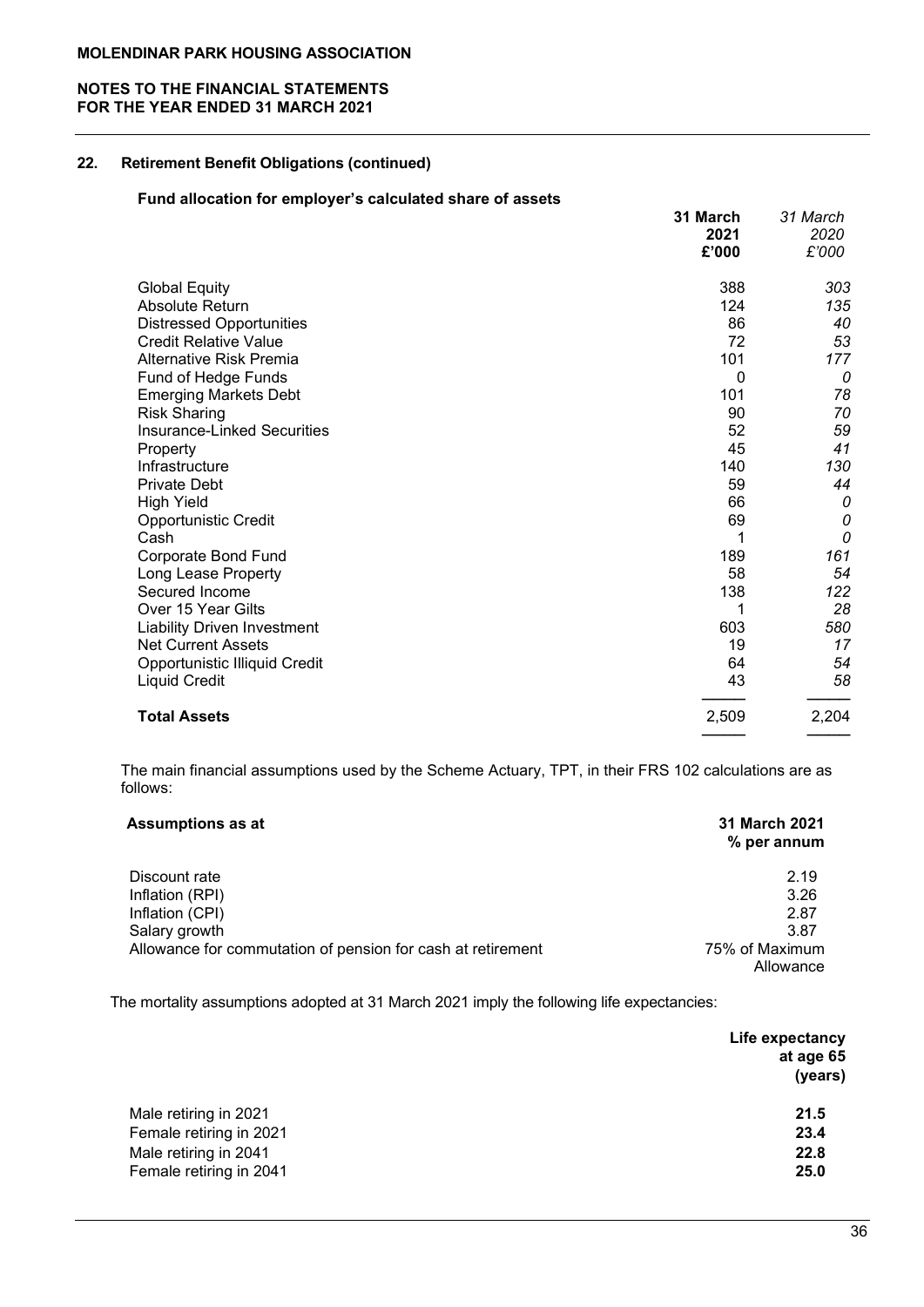**MOLENDINAR PARK HOUSING ASSOCIATION**

**NOTES TO THE FINANCIAL STATEMENTS FOR THE YEAR ENDED 31 MARCH 2021**

## 22. Retirement Benefit Obligations (continued)

**Fund allocation for employer's calculated share of assets**

| | **31 March 2021 £'000** | *31 March 2020 £'000* |
|---|---|---|
| Global Equity | 388 | *303* |
| Absolute Return | 124 | *135* |
| Distressed Opportunities | 86 | *40* |
| Credit Relative Value | 72 | *53* |
| Alternative Risk Premia | 101 | *177* |
| Fund of Hedge Funds | 0 | *0* |
| Emerging Markets Debt | 101 | *78* |
| Risk Sharing | 90 | *70* |
| Insurance-Linked Securities | 52 | *59* |
| Property | 45 | *41* |
| Infrastructure | 140 | *130* |
| Private Debt | 59 | *44* |
| High Yield | 66 | *0* |
| Opportunistic Credit | 69 | *0* |
| Cash | 1 | *0* |
| Corporate Bond Fund | 189 | *161* |
| Long Lease Property | 58 | *54* |
| Secured Income | 138 | *122* |
| Over 15 Year Gilts | 1 | *28* |
| Liability Driven Investment | 603 | *580* |
| Net Current Assets | 19 | *17* |
| Opportunistic Illiquid Credit | 64 | *54* |
| Liquid Credit | 43 | *58* |
| **Total Assets** | 2,509 | 2,204 |

The main financial assumptions used by the Scheme Actuary, TPT, in their FRS 102 calculations are as follows:

| **Assumptions as at** | **31 March 2021 % per annum** |
|---|---|
| Discount rate | 2.19 |
| Inflation (RPI) | 3.26 |
| Inflation (CPI) | 2.87 |
| Salary growth | 3.87 |
| Allowance for commutation of pension for cash at retirement | 75% of Maximum Allowance |

The mortality assumptions adopted at 31 March 2021 imply the following life expectancies:

| | **Life expectancy at age 65 (years)** |
|---|---|
| Male retiring in 2021 | **21.5** |
| Female retiring in 2021 | **23.4** |
| Male retiring in 2041 | **22.8** |
| Female retiring in 2041 | **25.0** |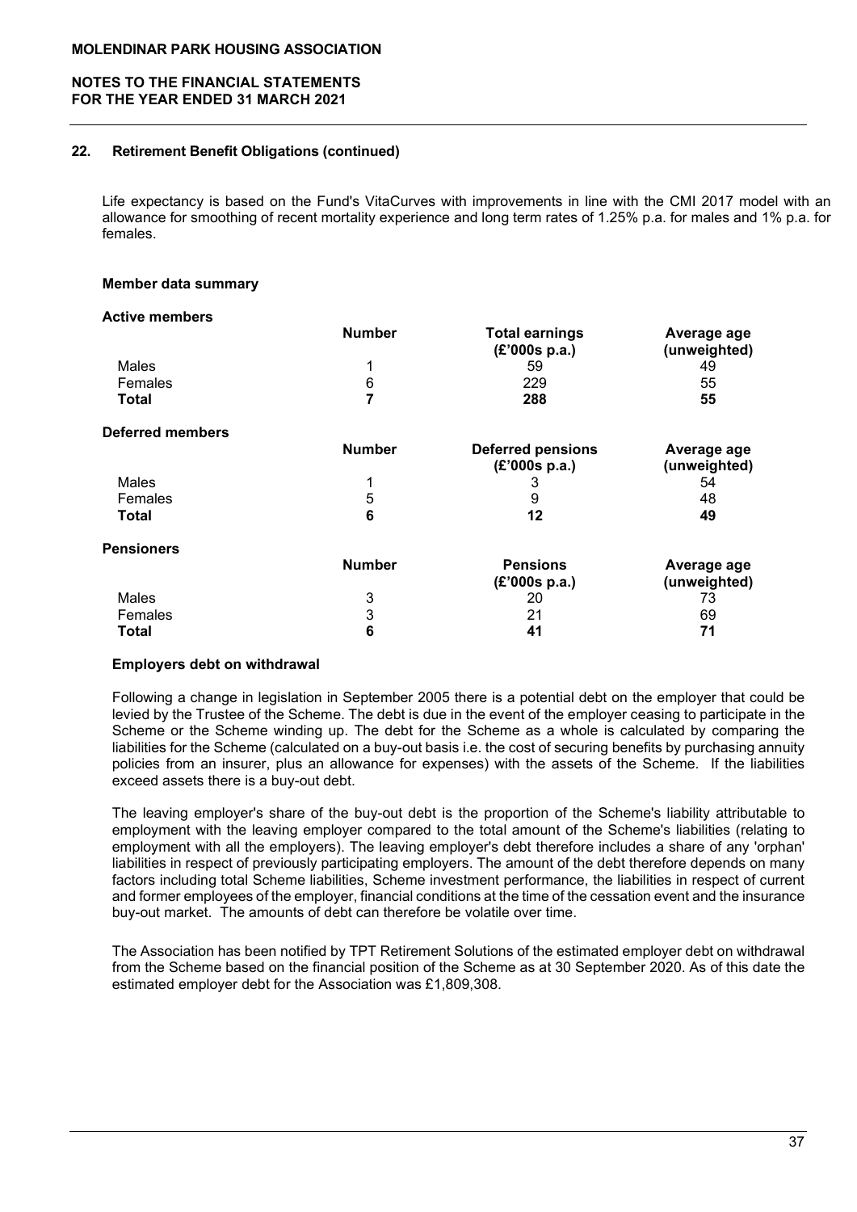## 22. Retirement Benefit Obligations (continued)

Life expectancy is based on the Fund's VitaCurves with improvements in line with the CMI 2017 model with an allowance for smoothing of recent mortality experience and long term rates of 1.25% p.a. for males and 1% p.a. for females.

### Member data summary

**Active members**

| | Number | Total earnings (£'000s p.a.) | Average age (unweighted) |
|---|---|---|---|
| Males | 1 | 59 | 49 |
| Females | 6 | 229 | 55 |
| **Total** | **7** | **288** | **55** |

**Deferred members**

| | Number | Deferred pensions (£'000s p.a.) | Average age (unweighted) |
|---|---|---|---|
| Males | 1 | 3 | 54 |
| Females | 5 | 9 | 48 |
| **Total** | **6** | **12** | **49** |

**Pensioners**

| | Number | Pensions (£'000s p.a.) | Average age (unweighted) |
|---|---|---|---|
| Males | 3 | 20 | 73 |
| Females | 3 | 21 | 69 |
| **Total** | **6** | **41** | **71** |

### Employers debt on withdrawal

Following a change in legislation in September 2005 there is a potential debt on the employer that could be levied by the Trustee of the Scheme. The debt is due in the event of the employer ceasing to participate in the Scheme or the Scheme winding up. The debt for the Scheme as a whole is calculated by comparing the liabilities for the Scheme (calculated on a buy-out basis i.e. the cost of securing benefits by purchasing annuity policies from an insurer, plus an allowance for expenses) with the assets of the Scheme. If the liabilities exceed assets there is a buy-out debt.

The leaving employer's share of the buy-out debt is the proportion of the Scheme's liability attributable to employment with the leaving employer compared to the total amount of the Scheme's liabilities (relating to employment with all the employers). The leaving employer's debt therefore includes a share of any 'orphan' liabilities in respect of previously participating employers. The amount of the debt therefore depends on many factors including total Scheme liabilities, Scheme investment performance, the liabilities in respect of current and former employees of the employer, financial conditions at the time of the cessation event and the insurance buy-out market. The amounts of debt can therefore be volatile over time.

The Association has been notified by TPT Retirement Solutions of the estimated employer debt on withdrawal from the Scheme based on the financial position of the Scheme as at 30 September 2020. As of this date the estimated employer debt for the Association was £1,809,308.